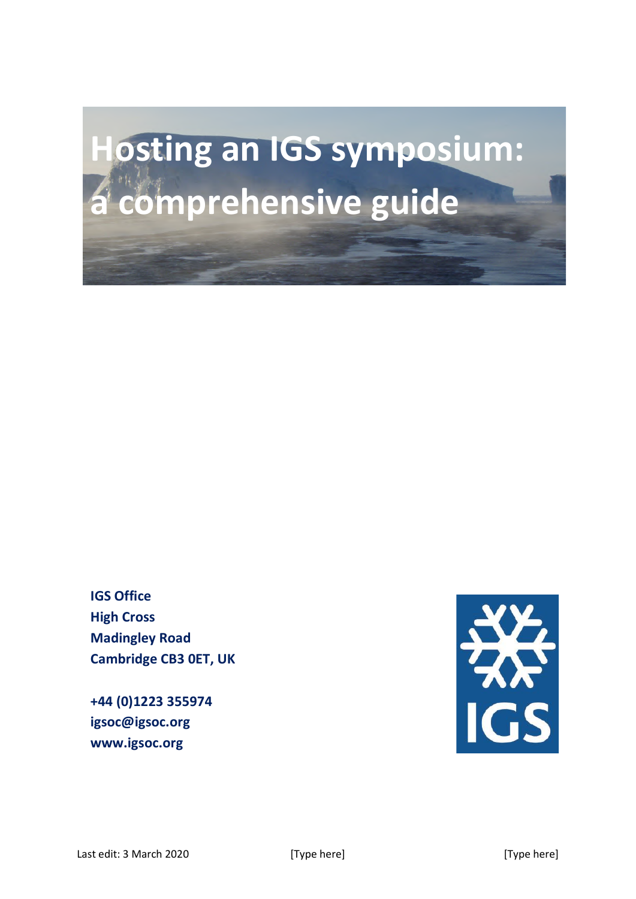# Hosting an IGS symposium: a comprehensive guide

**IGS Office**
**High Cross**
**Madingley Road**
**Cambridge CB3 0ET, UK**

**+44 (0)1223 355974**
**igsoc@igsoc.org**
**www.igsoc.org**

IGS

Last edit: 3 March 2020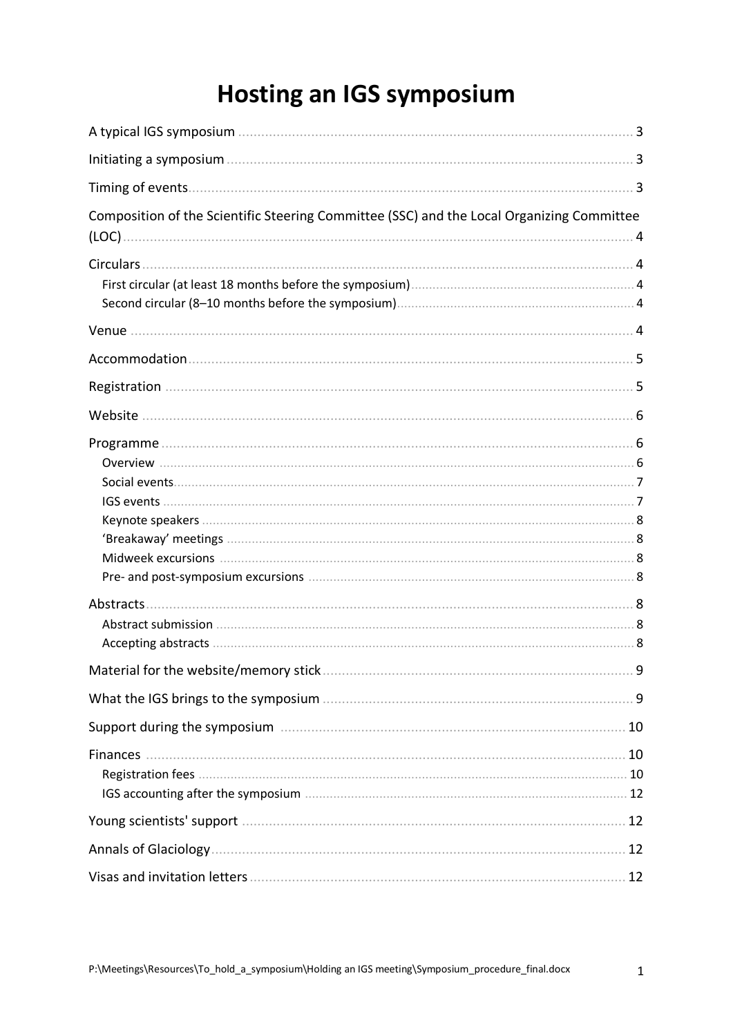# Hosting an IGS symposium

A typical IGS symposium .................................................. 3

Initiating a symposium .................................................. 3

Timing of events .................................................. 3

Composition of the Scientific Steering Committee (SSC) and the Local Organizing Committee (LOC) .................................................. 4

Circulars .................................................. 4

- First circular (at least 18 months before the symposium) .................................................. 4
- Second circular (8–10 months before the symposium) .................................................. 4

Venue .................................................. 4

Accommodation .................................................. 5

Registration .................................................. 5

Website .................................................. 6

Programme .................................................. 6

- Overview .................................................. 6
- Social events .................................................. 7
- IGS events .................................................. 7
- Keynote speakers .................................................. 8
- 'Breakaway' meetings .................................................. 8
- Midweek excursions .................................................. 8
- Pre- and post-symposium excursions .................................................. 8

Abstracts .................................................. 8

- Abstract submission .................................................. 8
- Accepting abstracts .................................................. 8

Material for the website/memory stick .................................................. 9

What the IGS brings to the symposium .................................................. 9

Support during the symposium .................................................. 10

Finances .................................................. 10

- Registration fees .................................................. 10
- IGS accounting after the symposium .................................................. 12

Young scientists' support .................................................. 12

Annals of Glaciology .................................................. 12

Visas and invitation letters .................................................. 12

P:\Meetings\Resources\To_hold_a_symposium\Holding an IGS meeting\Symposium_procedure_final.docx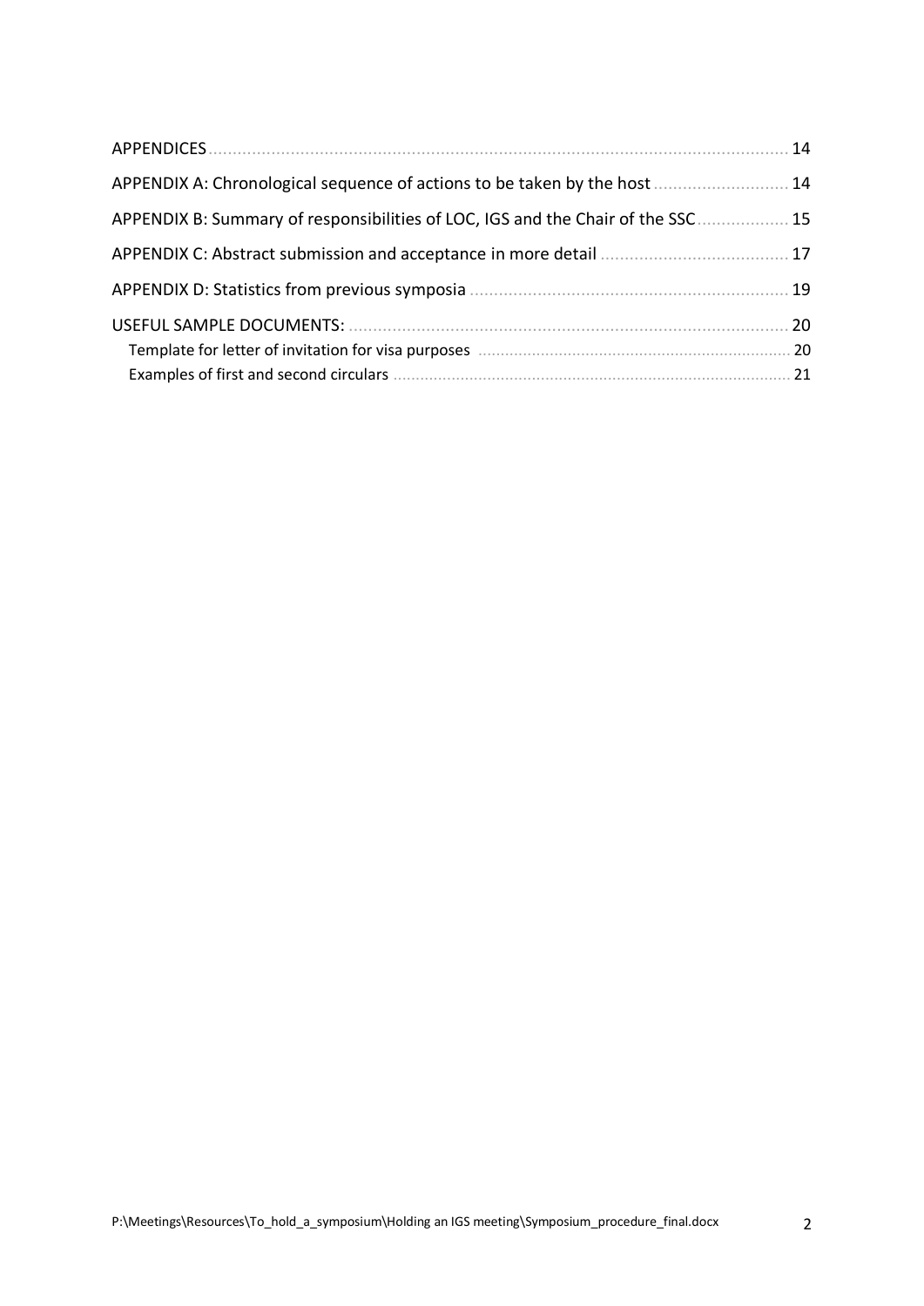APPENDICES ..... 14

APPENDIX A: Chronological sequence of actions to be taken by the host ..... 14

APPENDIX B: Summary of responsibilities of LOC, IGS and the Chair of the SSC ..... 15

APPENDIX C: Abstract submission and acceptance in more detail ..... 17

APPENDIX D: Statistics from previous symposia ..... 19

USEFUL SAMPLE DOCUMENTS: ..... 20

- Template for letter of invitation for visa purposes ..... 20
- Examples of first and second circulars ..... 21

P:\Meetings\Resources\To_hold_a_symposium\Holding an IGS meeting\Symposium_procedure_final.docx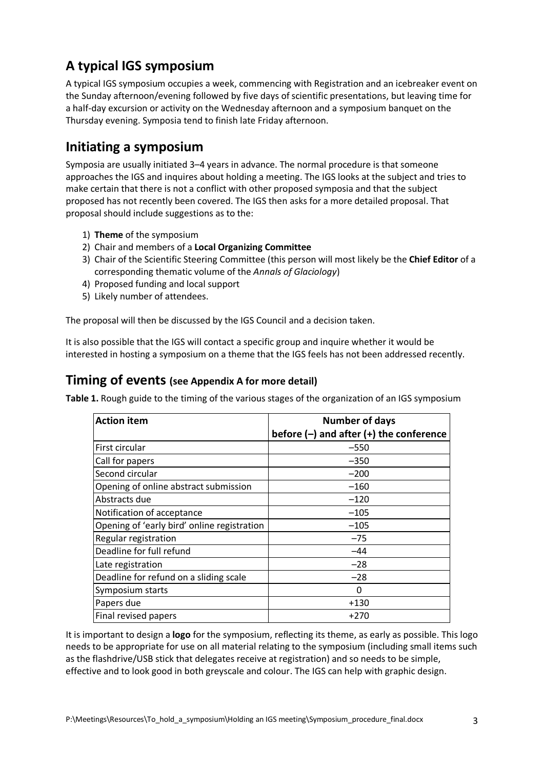## A typical IGS symposium

A typical IGS symposium occupies a week, commencing with Registration and an icebreaker event on the Sunday afternoon/evening followed by five days of scientific presentations, but leaving time for a half-day excursion or activity on the Wednesday afternoon and a symposium banquet on the Thursday evening. Symposia tend to finish late Friday afternoon.

## Initiating a symposium

Symposia are usually initiated 3–4 years in advance. The normal procedure is that someone approaches the IGS and inquires about holding a meeting. The IGS looks at the subject and tries to make certain that there is not a conflict with other proposed symposia and that the subject proposed has not recently been covered. The IGS then asks for a more detailed proposal. That proposal should include suggestions as to the:

1) **Theme** of the symposium
2) Chair and members of a **Local Organizing Committee**
3) Chair of the Scientific Steering Committee (this person will most likely be the **Chief Editor** of a corresponding thematic volume of the *Annals of Glaciology*)
4) Proposed funding and local support
5) Likely number of attendees.

The proposal will then be discussed by the IGS Council and a decision taken.

It is also possible that the IGS will contact a specific group and inquire whether it would be interested in hosting a symposium on a theme that the IGS feels has not been addressed recently.

## Timing of events (see Appendix A for more detail)

**Table 1.** Rough guide to the timing of the various stages of the organization of an IGS symposium

| Action item | Number of days before (–) and after (+) the conference |
|---|---|
| First circular | –550 |
| Call for papers | –350 |
| Second circular | –200 |
| Opening of online abstract submission | –160 |
| Abstracts due | –120 |
| Notification of acceptance | –105 |
| Opening of 'early bird' online registration | –105 |
| Regular registration | –75 |
| Deadline for full refund | –44 |
| Late registration | –28 |
| Deadline for refund on a sliding scale | –28 |
| Symposium starts | 0 |
| Papers due | +130 |
| Final revised papers | +270 |

It is important to design a **logo** for the symposium, reflecting its theme, as early as possible. This logo needs to be appropriate for use on all material relating to the symposium (including small items such as the flashdrive/USB stick that delegates receive at registration) and so needs to be simple, effective and to look good in both greyscale and colour. The IGS can help with graphic design.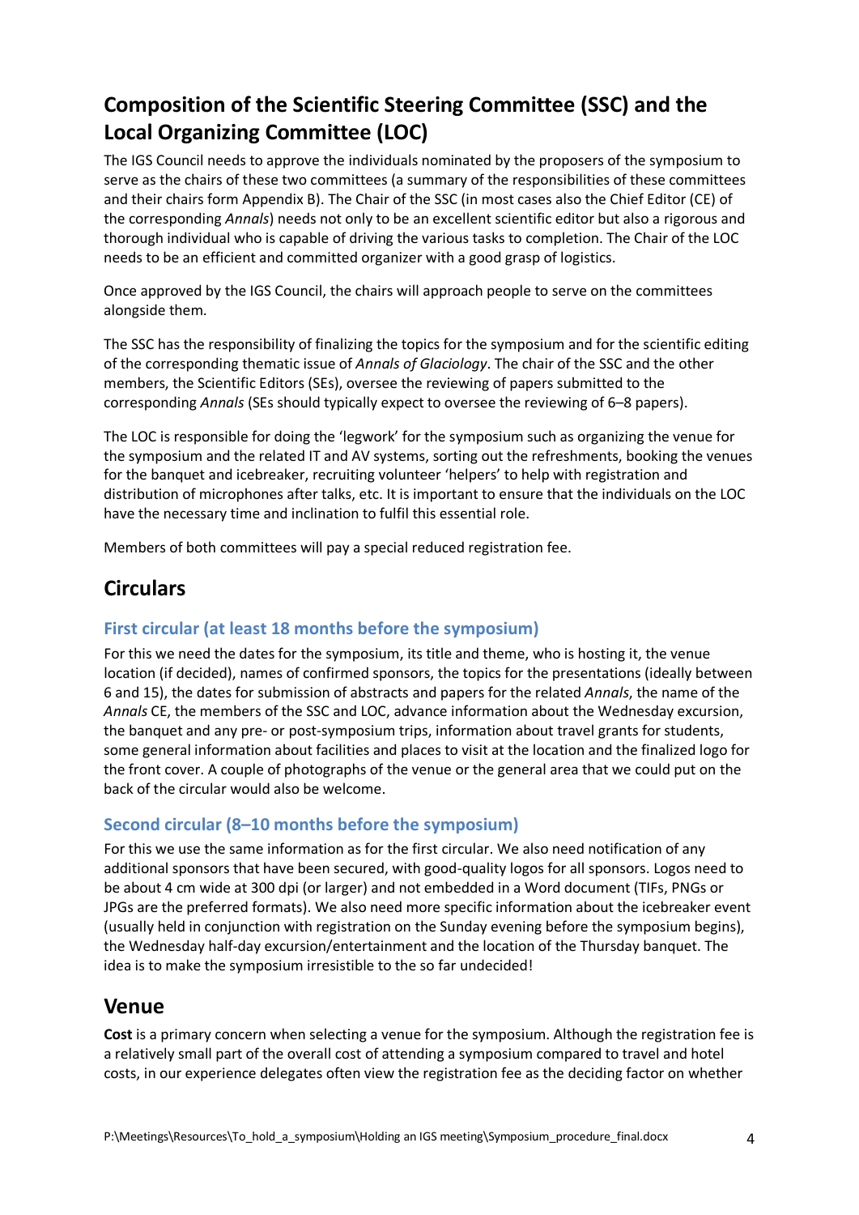## Composition of the Scientific Steering Committee (SSC) and the Local Organizing Committee (LOC)

The IGS Council needs to approve the individuals nominated by the proposers of the symposium to serve as the chairs of these two committees (a summary of the responsibilities of these committees and their chairs form Appendix B). The Chair of the SSC (in most cases also the Chief Editor (CE) of the corresponding *Annals*) needs not only to be an excellent scientific editor but also a rigorous and thorough individual who is capable of driving the various tasks to completion. The Chair of the LOC needs to be an efficient and committed organizer with a good grasp of logistics.

Once approved by the IGS Council, the chairs will approach people to serve on the committees alongside them.

The SSC has the responsibility of finalizing the topics for the symposium and for the scientific editing of the corresponding thematic issue of *Annals of Glaciology*. The chair of the SSC and the other members, the Scientific Editors (SEs), oversee the reviewing of papers submitted to the corresponding *Annals* (SEs should typically expect to oversee the reviewing of 6–8 papers).

The LOC is responsible for doing the 'legwork' for the symposium such as organizing the venue for the symposium and the related IT and AV systems, sorting out the refreshments, booking the venues for the banquet and icebreaker, recruiting volunteer 'helpers' to help with registration and distribution of microphones after talks, etc. It is important to ensure that the individuals on the LOC have the necessary time and inclination to fulfil this essential role.

Members of both committees will pay a special reduced registration fee.

## Circulars

### First circular (at least 18 months before the symposium)

For this we need the dates for the symposium, its title and theme, who is hosting it, the venue location (if decided), names of confirmed sponsors, the topics for the presentations (ideally between 6 and 15), the dates for submission of abstracts and papers for the related *Annals*, the name of the *Annals* CE, the members of the SSC and LOC, advance information about the Wednesday excursion, the banquet and any pre- or post-symposium trips, information about travel grants for students, some general information about facilities and places to visit at the location and the finalized logo for the front cover. A couple of photographs of the venue or the general area that we could put on the back of the circular would also be welcome.

### Second circular (8–10 months before the symposium)

For this we use the same information as for the first circular. We also need notification of any additional sponsors that have been secured, with good-quality logos for all sponsors. Logos need to be about 4 cm wide at 300 dpi (or larger) and not embedded in a Word document (TIFs, PNGs or JPGs are the preferred formats). We also need more specific information about the icebreaker event (usually held in conjunction with registration on the Sunday evening before the symposium begins), the Wednesday half-day excursion/entertainment and the location of the Thursday banquet. The idea is to make the symposium irresistible to the so far undecided!

## Venue

**Cost** is a primary concern when selecting a venue for the symposium. Although the registration fee is a relatively small part of the overall cost of attending a symposium compared to travel and hotel costs, in our experience delegates often view the registration fee as the deciding factor on whether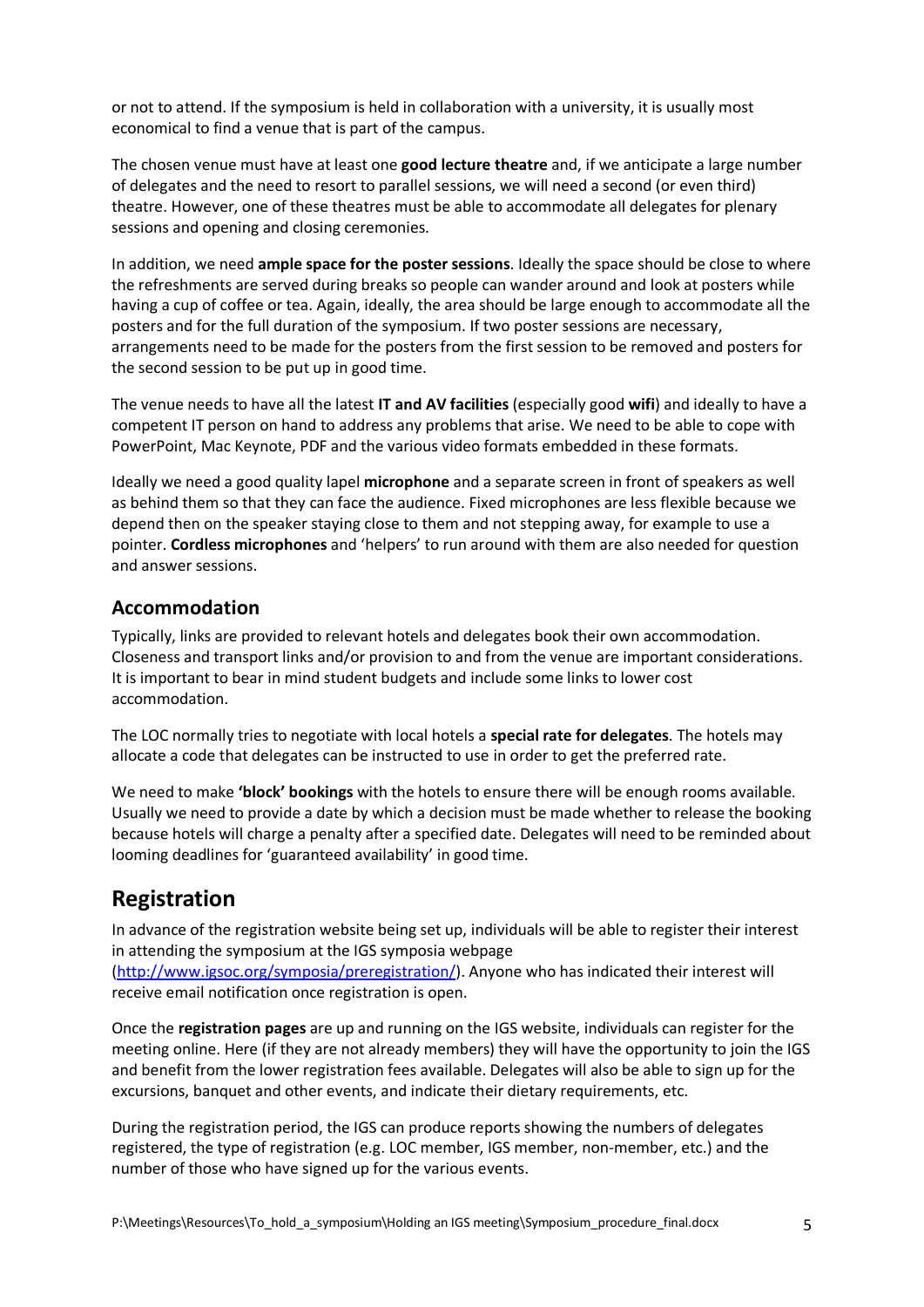or not to attend. If the symposium is held in collaboration with a university, it is usually most economical to find a venue that is part of the campus.

The chosen venue must have at least one **good lecture theatre** and, if we anticipate a large number of delegates and the need to resort to parallel sessions, we will need a second (or even third) theatre. However, one of these theatres must be able to accommodate all delegates for plenary sessions and opening and closing ceremonies.

In addition, we need **ample space for the poster sessions**. Ideally the space should be close to where the refreshments are served during breaks so people can wander around and look at posters while having a cup of coffee or tea. Again, ideally, the area should be large enough to accommodate all the posters and for the full duration of the symposium. If two poster sessions are necessary, arrangements need to be made for the posters from the first session to be removed and posters for the second session to be put up in good time.

The venue needs to have all the latest **IT and AV facilities** (especially good **wifi**) and ideally to have a competent IT person on hand to address any problems that arise. We need to be able to cope with PowerPoint, Mac Keynote, PDF and the various video formats embedded in these formats.

Ideally we need a good quality lapel **microphone** and a separate screen in front of speakers as well as behind them so that they can face the audience. Fixed microphones are less flexible because we depend then on the speaker staying close to them and not stepping away, for example to use a pointer. **Cordless microphones** and 'helpers' to run around with them are also needed for question and answer sessions.

### Accommodation

Typically, links are provided to relevant hotels and delegates book their own accommodation. Closeness and transport links and/or provision to and from the venue are important considerations. It is important to bear in mind student budgets and include some links to lower cost accommodation.

The LOC normally tries to negotiate with local hotels a **special rate for delegates**. The hotels may allocate a code that delegates can be instructed to use in order to get the preferred rate.

We need to make **'block' bookings** with the hotels to ensure there will be enough rooms available. Usually we need to provide a date by which a decision must be made whether to release the booking because hotels will charge a penalty after a specified date. Delegates will need to be reminded about looming deadlines for 'guaranteed availability' in good time.

## Registration

In advance of the registration website being set up, individuals will be able to register their interest in attending the symposium at the IGS symposia webpage (http://www.igsoc.org/symposia/preregistration/). Anyone who has indicated their interest will receive email notification once registration is open.

Once the **registration pages** are up and running on the IGS website, individuals can register for the meeting online. Here (if they are not already members) they will have the opportunity to join the IGS and benefit from the lower registration fees available. Delegates will also be able to sign up for the excursions, banquet and other events, and indicate their dietary requirements, etc.

During the registration period, the IGS can produce reports showing the numbers of delegates registered, the type of registration (e.g. LOC member, IGS member, non-member, etc.) and the number of those who have signed up for the various events.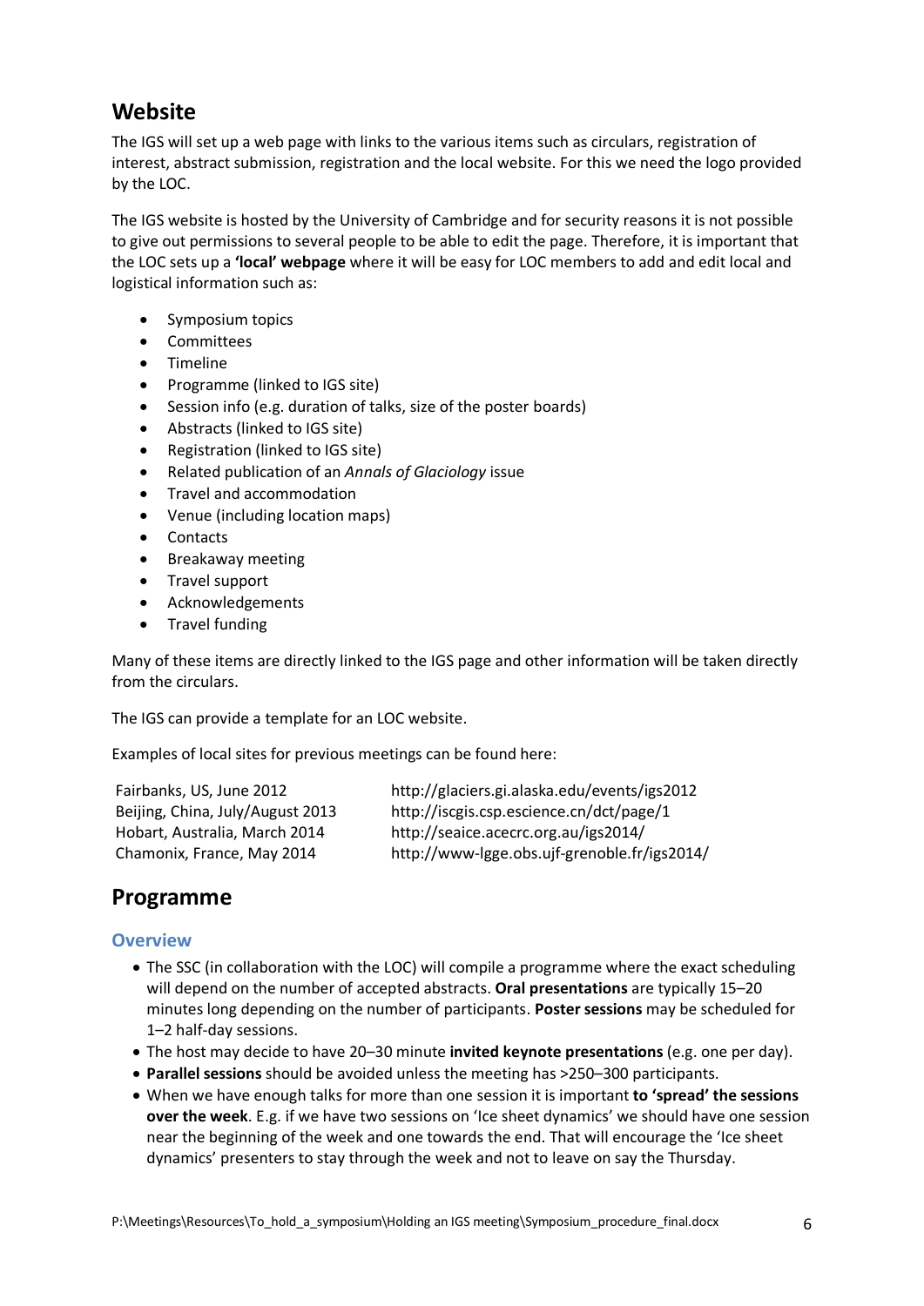## Website

The IGS will set up a web page with links to the various items such as circulars, registration of interest, abstract submission, registration and the local website. For this we need the logo provided by the LOC.

The IGS website is hosted by the University of Cambridge and for security reasons it is not possible to give out permissions to several people to be able to edit the page. Therefore, it is important that the LOC sets up a **'local' webpage** where it will be easy for LOC members to add and edit local and logistical information such as:

- Symposium topics
- Committees
- Timeline
- Programme (linked to IGS site)
- Session info (e.g. duration of talks, size of the poster boards)
- Abstracts (linked to IGS site)
- Registration (linked to IGS site)
- Related publication of an *Annals of Glaciology* issue
- Travel and accommodation
- Venue (including location maps)
- Contacts
- Breakaway meeting
- Travel support
- Acknowledgements
- Travel funding

Many of these items are directly linked to the IGS page and other information will be taken directly from the circulars.

The IGS can provide a template for an LOC website.

Examples of local sites for previous meetings can be found here:

| | |
|---|---|
| Fairbanks, US, June 2012 | http://glaciers.gi.alaska.edu/events/igs2012 |
| Beijing, China, July/August 2013 | http://iscgis.csp.escience.cn/dct/page/1 |
| Hobart, Australia, March 2014 | http://seaice.acecrc.org.au/igs2014/ |
| Chamonix, France, May 2014 | http://www-lgge.obs.ujf-grenoble.fr/igs2014/ |

## Programme

### Overview

- The SSC (in collaboration with the LOC) will compile a programme where the exact scheduling will depend on the number of accepted abstracts. **Oral presentations** are typically 15–20 minutes long depending on the number of participants. **Poster sessions** may be scheduled for 1–2 half-day sessions.
- The host may decide to have 20–30 minute **invited keynote presentations** (e.g. one per day).
- **Parallel sessions** should be avoided unless the meeting has >250–300 participants.
- When we have enough talks for more than one session it is important **to 'spread' the sessions over the week**. E.g. if we have two sessions on 'Ice sheet dynamics' we should have one session near the beginning of the week and one towards the end. That will encourage the 'Ice sheet dynamics' presenters to stay through the week and not to leave on say the Thursday.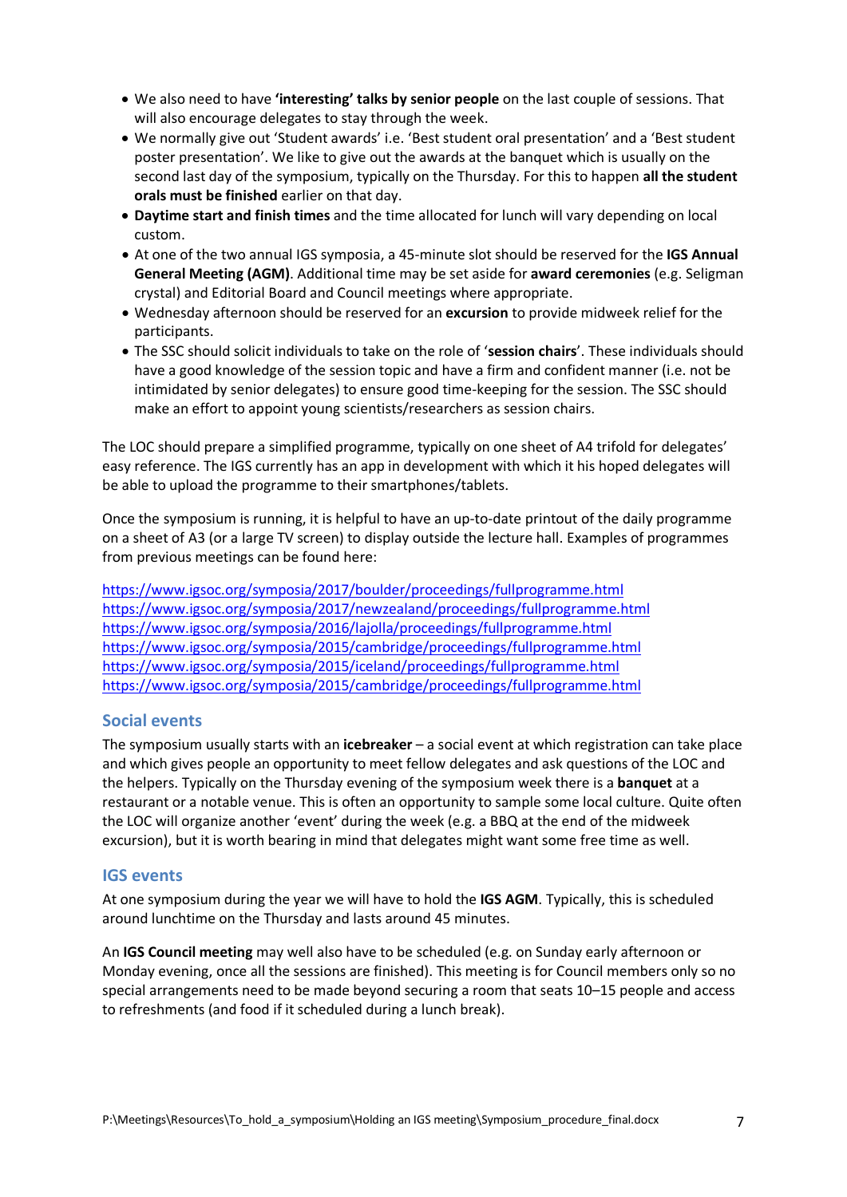- We also need to have **'interesting' talks by senior people** on the last couple of sessions. That will also encourage delegates to stay through the week.
- We normally give out 'Student awards' i.e. 'Best student oral presentation' and a 'Best student poster presentation'. We like to give out the awards at the banquet which is usually on the second last day of the symposium, typically on the Thursday. For this to happen **all the student orals must be finished** earlier on that day.
- **Daytime start and finish times** and the time allocated for lunch will vary depending on local custom.
- At one of the two annual IGS symposia, a 45-minute slot should be reserved for the **IGS Annual General Meeting (AGM)**. Additional time may be set aside for **award ceremonies** (e.g. Seligman crystal) and Editorial Board and Council meetings where appropriate.
- Wednesday afternoon should be reserved for an **excursion** to provide midweek relief for the participants.
- The SSC should solicit individuals to take on the role of '**session chairs**'. These individuals should have a good knowledge of the session topic and have a firm and confident manner (i.e. not be intimidated by senior delegates) to ensure good time-keeping for the session. The SSC should make an effort to appoint young scientists/researchers as session chairs.

The LOC should prepare a simplified programme, typically on one sheet of A4 trifold for delegates' easy reference. The IGS currently has an app in development with which it his hoped delegates will be able to upload the programme to their smartphones/tablets.

Once the symposium is running, it is helpful to have an up-to-date printout of the daily programme on a sheet of A3 (or a large TV screen) to display outside the lecture hall. Examples of programmes from previous meetings can be found here:

https://www.igsoc.org/symposia/2017/boulder/proceedings/fullprogramme.html
https://www.igsoc.org/symposia/2017/newzealand/proceedings/fullprogramme.html
https://www.igsoc.org/symposia/2016/lajolla/proceedings/fullprogramme.html
https://www.igsoc.org/symposia/2015/cambridge/proceedings/fullprogramme.html
https://www.igsoc.org/symposia/2015/iceland/proceedings/fullprogramme.html
https://www.igsoc.org/symposia/2015/cambridge/proceedings/fullprogramme.html

## Social events

The symposium usually starts with an **icebreaker** – a social event at which registration can take place and which gives people an opportunity to meet fellow delegates and ask questions of the LOC and the helpers. Typically on the Thursday evening of the symposium week there is a **banquet** at a restaurant or a notable venue. This is often an opportunity to sample some local culture. Quite often the LOC will organize another 'event' during the week (e.g. a BBQ at the end of the midweek excursion), but it is worth bearing in mind that delegates might want some free time as well.

## IGS events

At one symposium during the year we will have to hold the **IGS AGM**. Typically, this is scheduled around lunchtime on the Thursday and lasts around 45 minutes.

An **IGS Council meeting** may well also have to be scheduled (e.g. on Sunday early afternoon or Monday evening, once all the sessions are finished). This meeting is for Council members only so no special arrangements need to be made beyond securing a room that seats 10–15 people and access to refreshments (and food if it scheduled during a lunch break).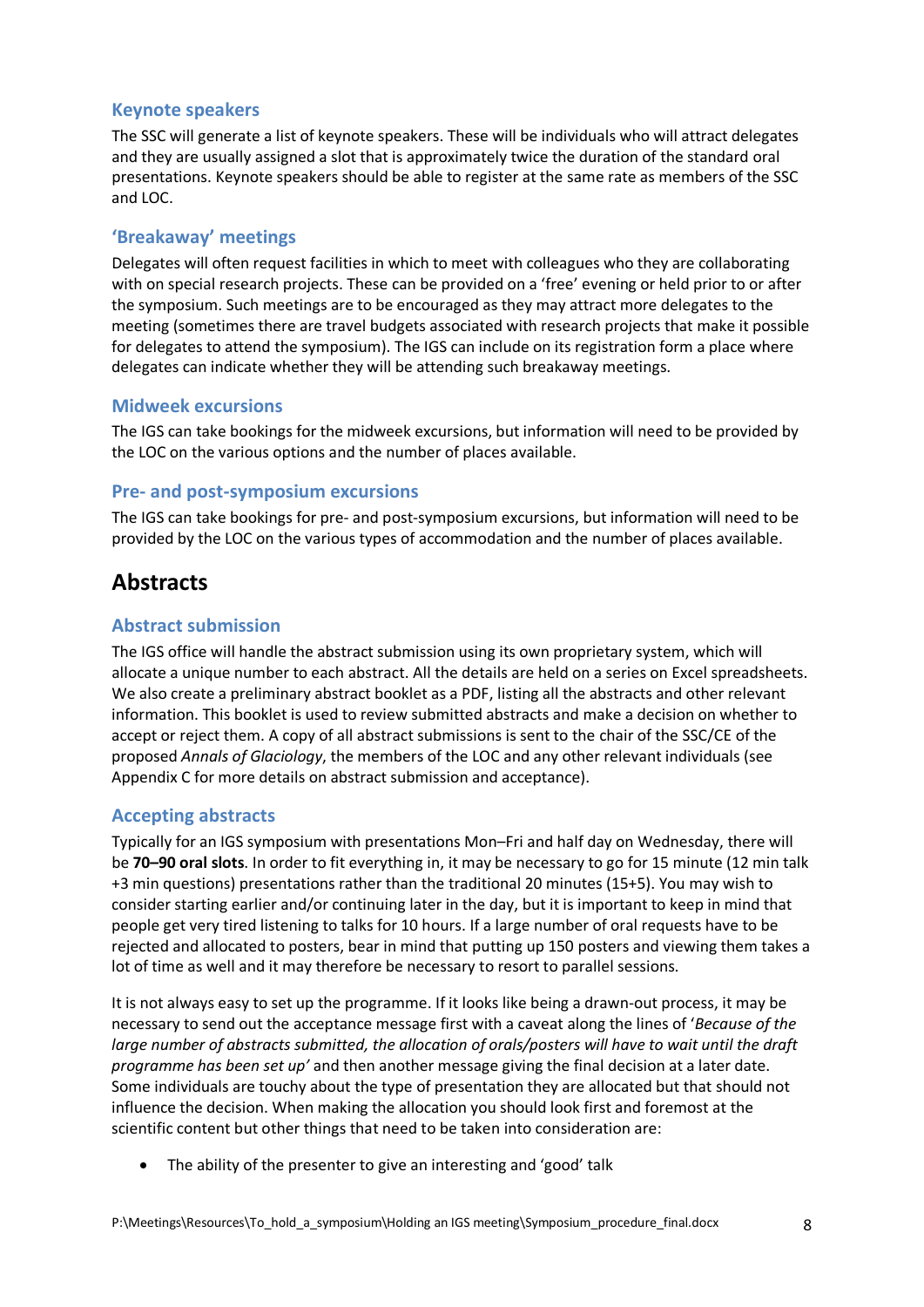### Keynote speakers

The SSC will generate a list of keynote speakers. These will be individuals who will attract delegates and they are usually assigned a slot that is approximately twice the duration of the standard oral presentations. Keynote speakers should be able to register at the same rate as members of the SSC and LOC.

### 'Breakaway' meetings

Delegates will often request facilities in which to meet with colleagues who they are collaborating with on special research projects. These can be provided on a 'free' evening or held prior to or after the symposium. Such meetings are to be encouraged as they may attract more delegates to the meeting (sometimes there are travel budgets associated with research projects that make it possible for delegates to attend the symposium). The IGS can include on its registration form a place where delegates can indicate whether they will be attending such breakaway meetings.

### Midweek excursions

The IGS can take bookings for the midweek excursions, but information will need to be provided by the LOC on the various options and the number of places available.

### Pre- and post-symposium excursions

The IGS can take bookings for pre- and post-symposium excursions, but information will need to be provided by the LOC on the various types of accommodation and the number of places available.

## Abstracts

### Abstract submission

The IGS office will handle the abstract submission using its own proprietary system, which will allocate a unique number to each abstract. All the details are held on a series on Excel spreadsheets. We also create a preliminary abstract booklet as a PDF, listing all the abstracts and other relevant information. This booklet is used to review submitted abstracts and make a decision on whether to accept or reject them. A copy of all abstract submissions is sent to the chair of the SSC/CE of the proposed *Annals of Glaciology*, the members of the LOC and any other relevant individuals (see Appendix C for more details on abstract submission and acceptance).

### Accepting abstracts

Typically for an IGS symposium with presentations Mon–Fri and half day on Wednesday, there will be **70–90 oral slots**. In order to fit everything in, it may be necessary to go for 15 minute (12 min talk +3 min questions) presentations rather than the traditional 20 minutes (15+5). You may wish to consider starting earlier and/or continuing later in the day, but it is important to keep in mind that people get very tired listening to talks for 10 hours. If a large number of oral requests have to be rejected and allocated to posters, bear in mind that putting up 150 posters and viewing them takes a lot of time as well and it may therefore be necessary to resort to parallel sessions.

It is not always easy to set up the programme. If it looks like being a drawn-out process, it may be necessary to send out the acceptance message first with a caveat along the lines of '*Because of the large number of abstracts submitted, the allocation of orals/posters will have to wait until the draft programme has been set up'* and then another message giving the final decision at a later date. Some individuals are touchy about the type of presentation they are allocated but that should not influence the decision. When making the allocation you should look first and foremost at the scientific content but other things that need to be taken into consideration are:

- The ability of the presenter to give an interesting and 'good' talk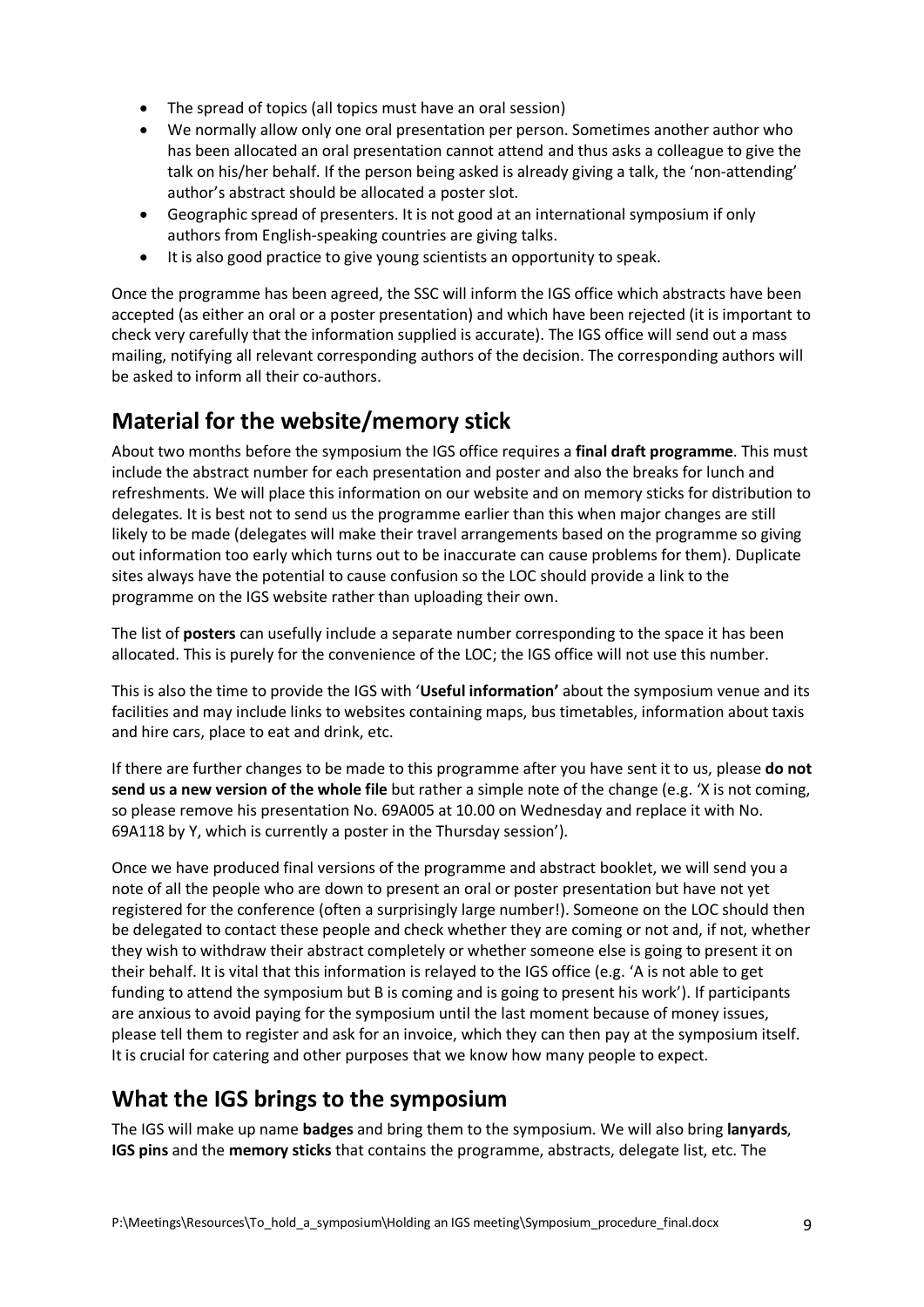- The spread of topics (all topics must have an oral session)
- We normally allow only one oral presentation per person. Sometimes another author who has been allocated an oral presentation cannot attend and thus asks a colleague to give the talk on his/her behalf. If the person being asked is already giving a talk, the 'non-attending' author's abstract should be allocated a poster slot.
- Geographic spread of presenters. It is not good at an international symposium if only authors from English-speaking countries are giving talks.
- It is also good practice to give young scientists an opportunity to speak.

Once the programme has been agreed, the SSC will inform the IGS office which abstracts have been accepted (as either an oral or a poster presentation) and which have been rejected (it is important to check very carefully that the information supplied is accurate). The IGS office will send out a mass mailing, notifying all relevant corresponding authors of the decision. The corresponding authors will be asked to inform all their co-authors.

## Material for the website/memory stick

About two months before the symposium the IGS office requires a **final draft programme**. This must include the abstract number for each presentation and poster and also the breaks for lunch and refreshments. We will place this information on our website and on memory sticks for distribution to delegates. It is best not to send us the programme earlier than this when major changes are still likely to be made (delegates will make their travel arrangements based on the programme so giving out information too early which turns out to be inaccurate can cause problems for them). Duplicate sites always have the potential to cause confusion so the LOC should provide a link to the programme on the IGS website rather than uploading their own.

The list of **posters** can usefully include a separate number corresponding to the space it has been allocated. This is purely for the convenience of the LOC; the IGS office will not use this number.

This is also the time to provide the IGS with '**Useful information'** about the symposium venue and its facilities and may include links to websites containing maps, bus timetables, information about taxis and hire cars, place to eat and drink, etc.

If there are further changes to be made to this programme after you have sent it to us, please **do not send us a new version of the whole file** but rather a simple note of the change (e.g. 'X is not coming, so please remove his presentation No. 69A005 at 10.00 on Wednesday and replace it with No. 69A118 by Y, which is currently a poster in the Thursday session').

Once we have produced final versions of the programme and abstract booklet, we will send you a note of all the people who are down to present an oral or poster presentation but have not yet registered for the conference (often a surprisingly large number!). Someone on the LOC should then be delegated to contact these people and check whether they are coming or not and, if not, whether they wish to withdraw their abstract completely or whether someone else is going to present it on their behalf. It is vital that this information is relayed to the IGS office (e.g. 'A is not able to get funding to attend the symposium but B is coming and is going to present his work'). If participants are anxious to avoid paying for the symposium until the last moment because of money issues, please tell them to register and ask for an invoice, which they can then pay at the symposium itself. It is crucial for catering and other purposes that we know how many people to expect.

## What the IGS brings to the symposium

The IGS will make up name **badges** and bring them to the symposium. We will also bring **lanyards**, **IGS pins** and the **memory sticks** that contains the programme, abstracts, delegate list, etc. The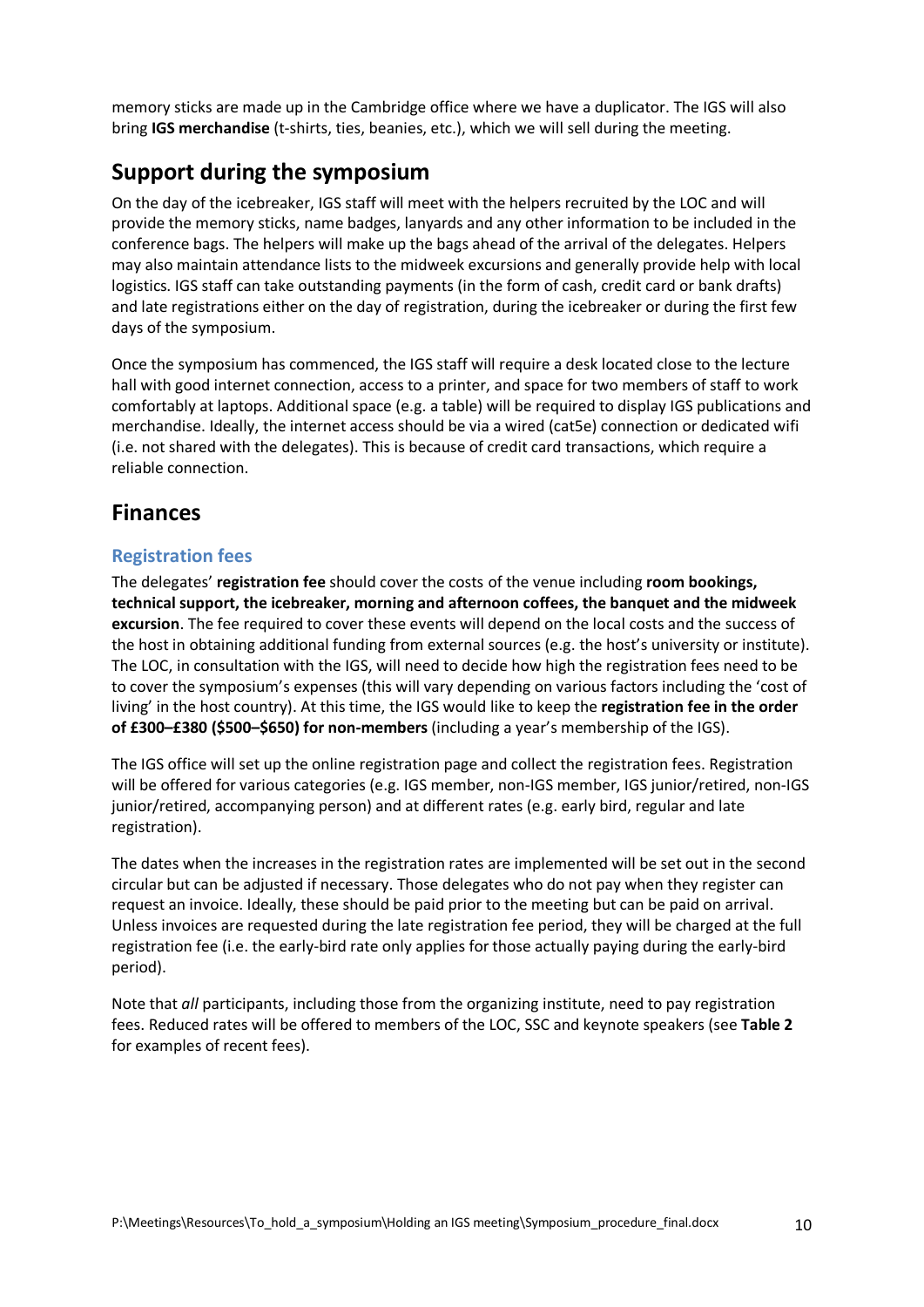memory sticks are made up in the Cambridge office where we have a duplicator. The IGS will also bring **IGS merchandise** (t-shirts, ties, beanies, etc.), which we will sell during the meeting.

## Support during the symposium

On the day of the icebreaker, IGS staff will meet with the helpers recruited by the LOC and will provide the memory sticks, name badges, lanyards and any other information to be included in the conference bags. The helpers will make up the bags ahead of the arrival of the delegates. Helpers may also maintain attendance lists to the midweek excursions and generally provide help with local logistics. IGS staff can take outstanding payments (in the form of cash, credit card or bank drafts) and late registrations either on the day of registration, during the icebreaker or during the first few days of the symposium.

Once the symposium has commenced, the IGS staff will require a desk located close to the lecture hall with good internet connection, access to a printer, and space for two members of staff to work comfortably at laptops. Additional space (e.g. a table) will be required to display IGS publications and merchandise. Ideally, the internet access should be via a wired (cat5e) connection or dedicated wifi (i.e. not shared with the delegates). This is because of credit card transactions, which require a reliable connection.

## Finances

### Registration fees

The delegates' **registration fee** should cover the costs of the venue including **room bookings, technical support, the icebreaker, morning and afternoon coffees, the banquet and the midweek excursion**. The fee required to cover these events will depend on the local costs and the success of the host in obtaining additional funding from external sources (e.g. the host's university or institute). The LOC, in consultation with the IGS, will need to decide how high the registration fees need to be to cover the symposium's expenses (this will vary depending on various factors including the 'cost of living' in the host country). At this time, the IGS would like to keep the **registration fee in the order of £300–£380 ($500–$650) for non-members** (including a year's membership of the IGS).

The IGS office will set up the online registration page and collect the registration fees. Registration will be offered for various categories (e.g. IGS member, non-IGS member, IGS junior/retired, non-IGS junior/retired, accompanying person) and at different rates (e.g. early bird, regular and late registration).

The dates when the increases in the registration rates are implemented will be set out in the second circular but can be adjusted if necessary. Those delegates who do not pay when they register can request an invoice. Ideally, these should be paid prior to the meeting but can be paid on arrival. Unless invoices are requested during the late registration fee period, they will be charged at the full registration fee (i.e. the early-bird rate only applies for those actually paying during the early-bird period).

Note that *all* participants, including those from the organizing institute, need to pay registration fees. Reduced rates will be offered to members of the LOC, SSC and keynote speakers (see **Table 2** for examples of recent fees).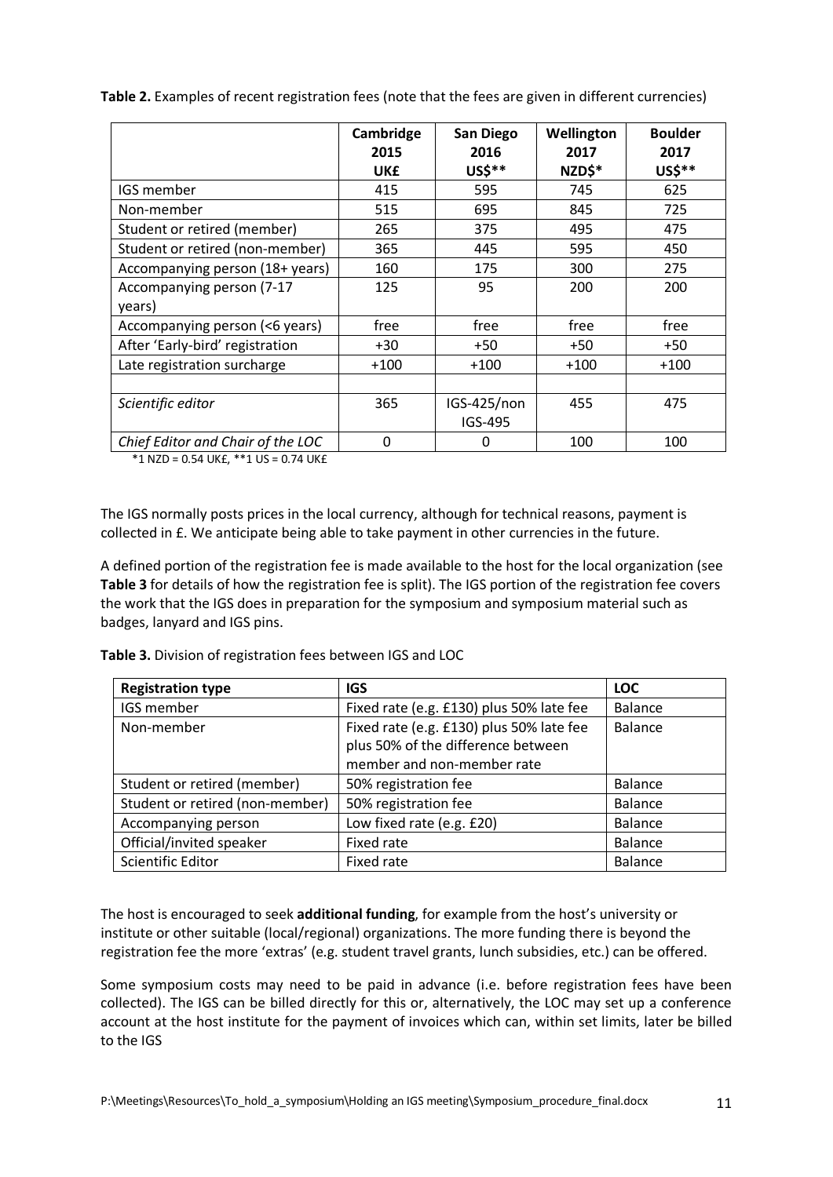**Table 2.** Examples of recent registration fees (note that the fees are given in different currencies)

| | Cambridge 2015 UK£ | San Diego 2016 US$** | Wellington 2017 NZD$* | Boulder 2017 US$** |
|---|---|---|---|---|
| IGS member | 415 | 595 | 745 | 625 |
| Non-member | 515 | 695 | 845 | 725 |
| Student or retired (member) | 265 | 375 | 495 | 475 |
| Student or retired (non-member) | 365 | 445 | 595 | 450 |
| Accompanying person (18+ years) | 160 | 175 | 300 | 275 |
| Accompanying person (7-17 years) | 125 | 95 | 200 | 200 |
| Accompanying person (<6 years) | free | free | free | free |
| After 'Early-bird' registration | +30 | +50 | +50 | +50 |
| Late registration surcharge | +100 | +100 | +100 | +100 |
| | | | | |
| *Scientific editor* | 365 | IGS-425/non IGS-495 | 455 | 475 |
| *Chief Editor and Chair of the LOC* | 0 | 0 | 100 | 100 |

*1 NZD = 0.54 UK£, **1 US = 0.74 UK£

The IGS normally posts prices in the local currency, although for technical reasons, payment is collected in £. We anticipate being able to take payment in other currencies in the future.

A defined portion of the registration fee is made available to the host for the local organization (see **Table 3** for details of how the registration fee is split). The IGS portion of the registration fee covers the work that the IGS does in preparation for the symposium and symposium material such as badges, lanyard and IGS pins.

**Table 3.** Division of registration fees between IGS and LOC

| Registration type | IGS | LOC |
|---|---|---|
| IGS member | Fixed rate (e.g. £130) plus 50% late fee | Balance |
| Non-member | Fixed rate (e.g. £130) plus 50% late fee plus 50% of the difference between member and non-member rate | Balance |
| Student or retired (member) | 50% registration fee | Balance |
| Student or retired (non-member) | 50% registration fee | Balance |
| Accompanying person | Low fixed rate (e.g. £20) | Balance |
| Official/invited speaker | Fixed rate | Balance |
| Scientific Editor | Fixed rate | Balance |

The host is encouraged to seek **additional funding**, for example from the host's university or institute or other suitable (local/regional) organizations. The more funding there is beyond the registration fee the more 'extras' (e.g. student travel grants, lunch subsidies, etc.) can be offered.

Some symposium costs may need to be paid in advance (i.e. before registration fees have been collected). The IGS can be billed directly for this or, alternatively, the LOC may set up a conference account at the host institute for the payment of invoices which can, within set limits, later be billed to the IGS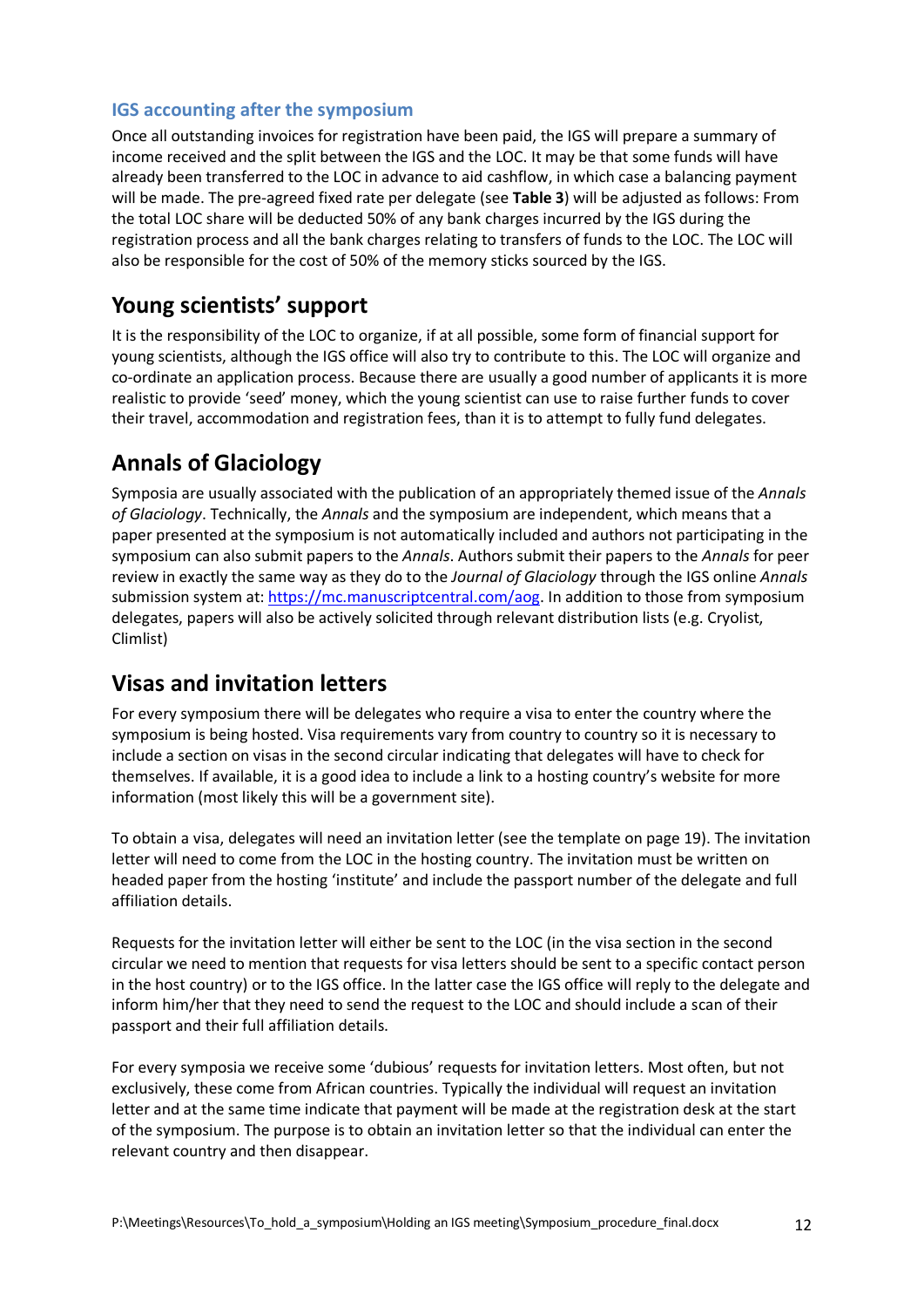### IGS accounting after the symposium

Once all outstanding invoices for registration have been paid, the IGS will prepare a summary of income received and the split between the IGS and the LOC. It may be that some funds will have already been transferred to the LOC in advance to aid cashflow, in which case a balancing payment will be made. The pre-agreed fixed rate per delegate (see **Table 3**) will be adjusted as follows: From the total LOC share will be deducted 50% of any bank charges incurred by the IGS during the registration process and all the bank charges relating to transfers of funds to the LOC. The LOC will also be responsible for the cost of 50% of the memory sticks sourced by the IGS.

## Young scientists' support

It is the responsibility of the LOC to organize, if at all possible, some form of financial support for young scientists, although the IGS office will also try to contribute to this. The LOC will organize and co-ordinate an application process. Because there are usually a good number of applicants it is more realistic to provide 'seed' money, which the young scientist can use to raise further funds to cover their travel, accommodation and registration fees, than it is to attempt to fully fund delegates.

## Annals of Glaciology

Symposia are usually associated with the publication of an appropriately themed issue of the *Annals of Glaciology*. Technically, the *Annals* and the symposium are independent, which means that a paper presented at the symposium is not automatically included and authors not participating in the symposium can also submit papers to the *Annals*. Authors submit their papers to the *Annals* for peer review in exactly the same way as they do to the *Journal of Glaciology* through the IGS online *Annals* submission system at: https://mc.manuscriptcentral.com/aog. In addition to those from symposium delegates, papers will also be actively solicited through relevant distribution lists (e.g. Cryolist, Climlist)

## Visas and invitation letters

For every symposium there will be delegates who require a visa to enter the country where the symposium is being hosted. Visa requirements vary from country to country so it is necessary to include a section on visas in the second circular indicating that delegates will have to check for themselves. If available, it is a good idea to include a link to a hosting country's website for more information (most likely this will be a government site).

To obtain a visa, delegates will need an invitation letter (see the template on page 19). The invitation letter will need to come from the LOC in the hosting country. The invitation must be written on headed paper from the hosting 'institute' and include the passport number of the delegate and full affiliation details.

Requests for the invitation letter will either be sent to the LOC (in the visa section in the second circular we need to mention that requests for visa letters should be sent to a specific contact person in the host country) or to the IGS office. In the latter case the IGS office will reply to the delegate and inform him/her that they need to send the request to the LOC and should include a scan of their passport and their full affiliation details.

For every symposia we receive some 'dubious' requests for invitation letters. Most often, but not exclusively, these come from African countries. Typically the individual will request an invitation letter and at the same time indicate that payment will be made at the registration desk at the start of the symposium. The purpose is to obtain an invitation letter so that the individual can enter the relevant country and then disappear.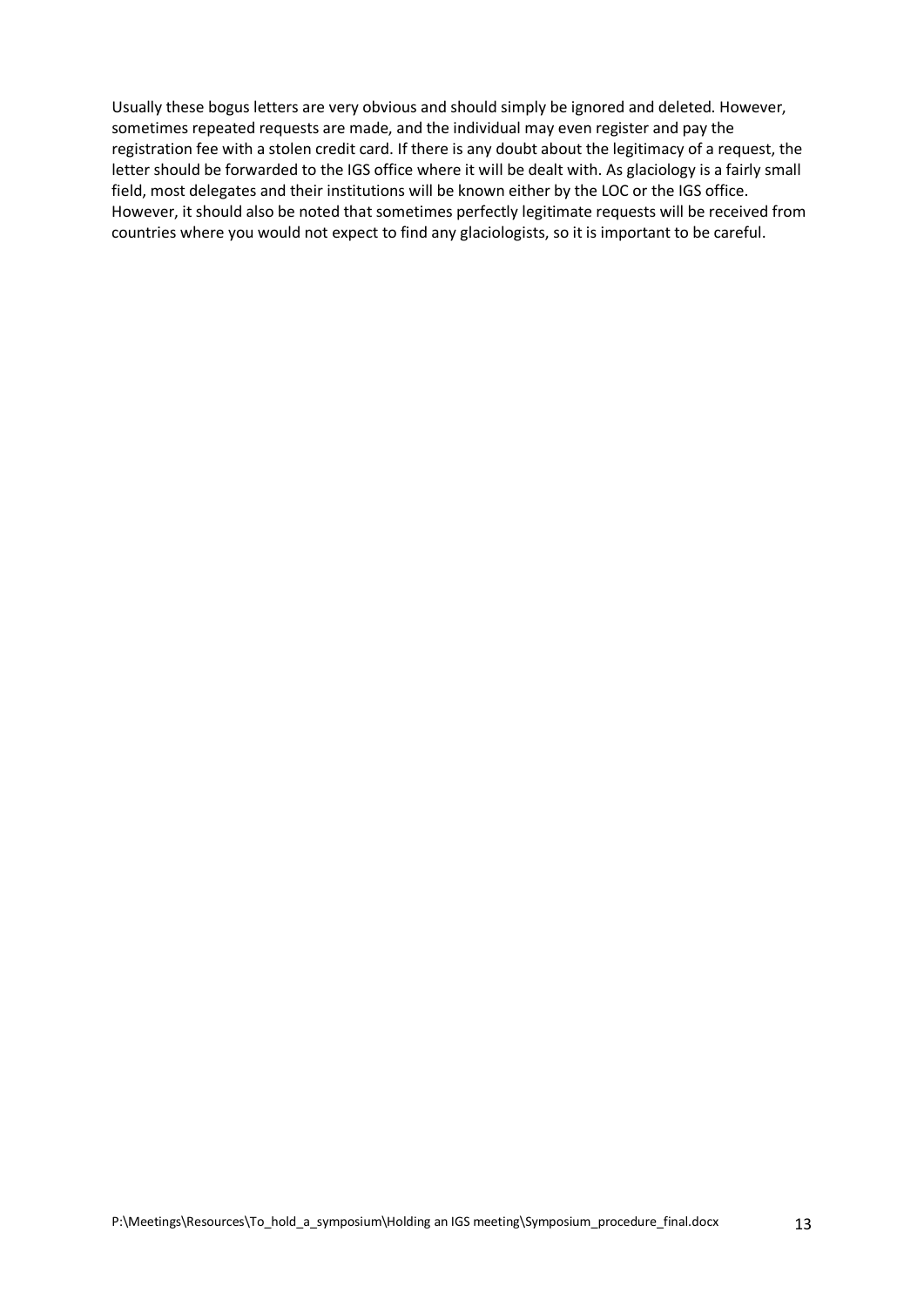Usually these bogus letters are very obvious and should simply be ignored and deleted. However, sometimes repeated requests are made, and the individual may even register and pay the registration fee with a stolen credit card. If there is any doubt about the legitimacy of a request, the letter should be forwarded to the IGS office where it will be dealt with. As glaciology is a fairly small field, most delegates and their institutions will be known either by the LOC or the IGS office. However, it should also be noted that sometimes perfectly legitimate requests will be received from countries where you would not expect to find any glaciologists, so it is important to be careful.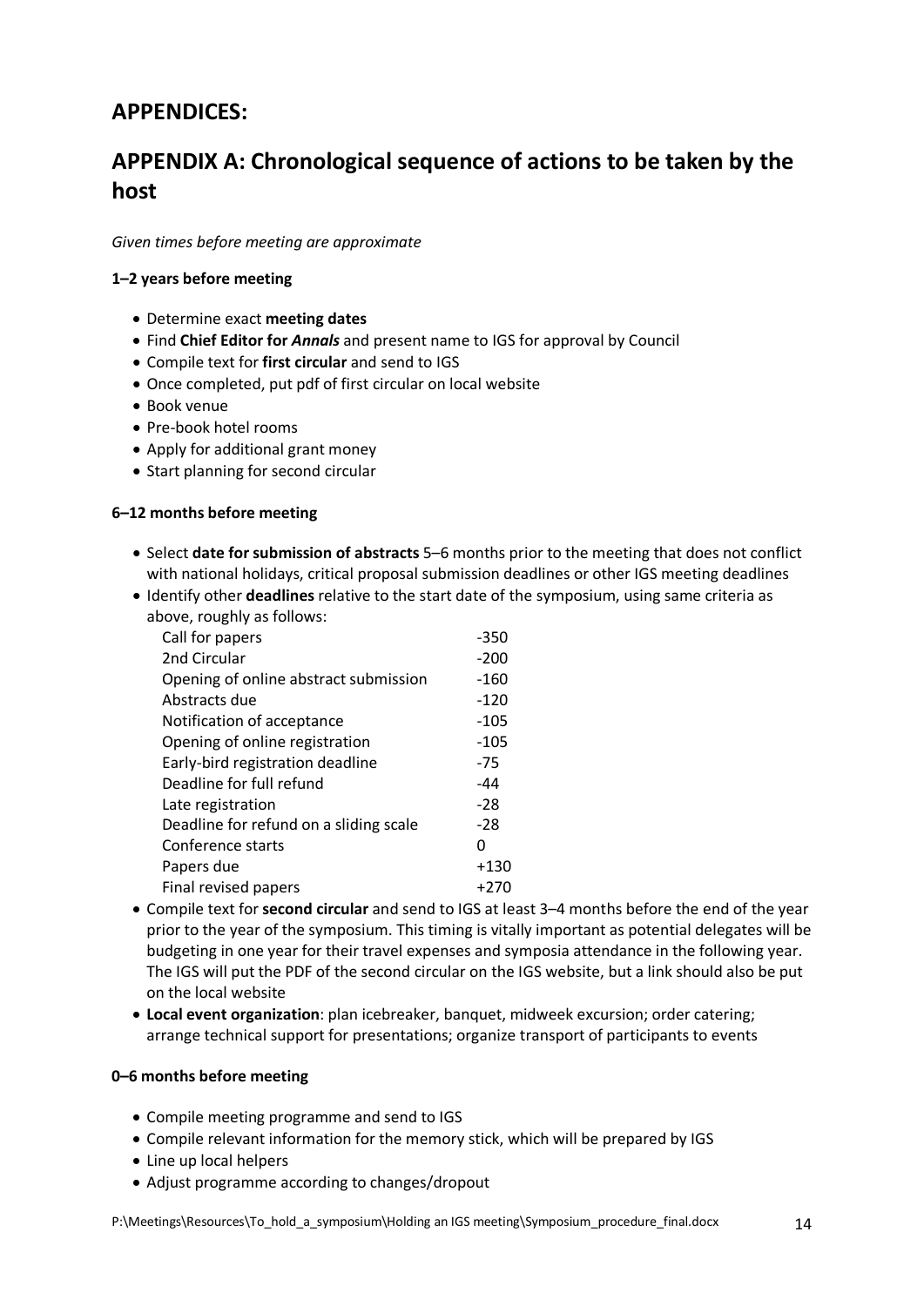## APPENDICES:

## APPENDIX A: Chronological sequence of actions to be taken by the host

*Given times before meeting are approximate*

**1–2 years before meeting**

- Determine exact **meeting dates**
- Find **Chief Editor for *Annals*** and present name to IGS for approval by Council
- Compile text for **first circular** and send to IGS
- Once completed, put pdf of first circular on local website
- Book venue
- Pre-book hotel rooms
- Apply for additional grant money
- Start planning for second circular

**6–12 months before meeting**

- Select **date for submission of abstracts** 5–6 months prior to the meeting that does not conflict with national holidays, critical proposal submission deadlines or other IGS meeting deadlines
- Identify other **deadlines** relative to the start date of the symposium, using same criteria as above, roughly as follows:

| | |
|---|---|
| Call for papers | -350 |
| 2nd Circular | -200 |
| Opening of online abstract submission | -160 |
| Abstracts due | -120 |
| Notification of acceptance | -105 |
| Opening of online registration | -105 |
| Early-bird registration deadline | -75 |
| Deadline for full refund | -44 |
| Late registration | -28 |
| Deadline for refund on a sliding scale | -28 |
| Conference starts | 0 |
| Papers due | +130 |
| Final revised papers | +270 |

- Compile text for **second circular** and send to IGS at least 3–4 months before the end of the year prior to the year of the symposium. This timing is vitally important as potential delegates will be budgeting in one year for their travel expenses and symposia attendance in the following year. The IGS will put the PDF of the second circular on the IGS website, but a link should also be put on the local website
- **Local event organization**: plan icebreaker, banquet, midweek excursion; order catering; arrange technical support for presentations; organize transport of participants to events

**0–6 months before meeting**

- Compile meeting programme and send to IGS
- Compile relevant information for the memory stick, which will be prepared by IGS
- Line up local helpers
- Adjust programme according to changes/dropout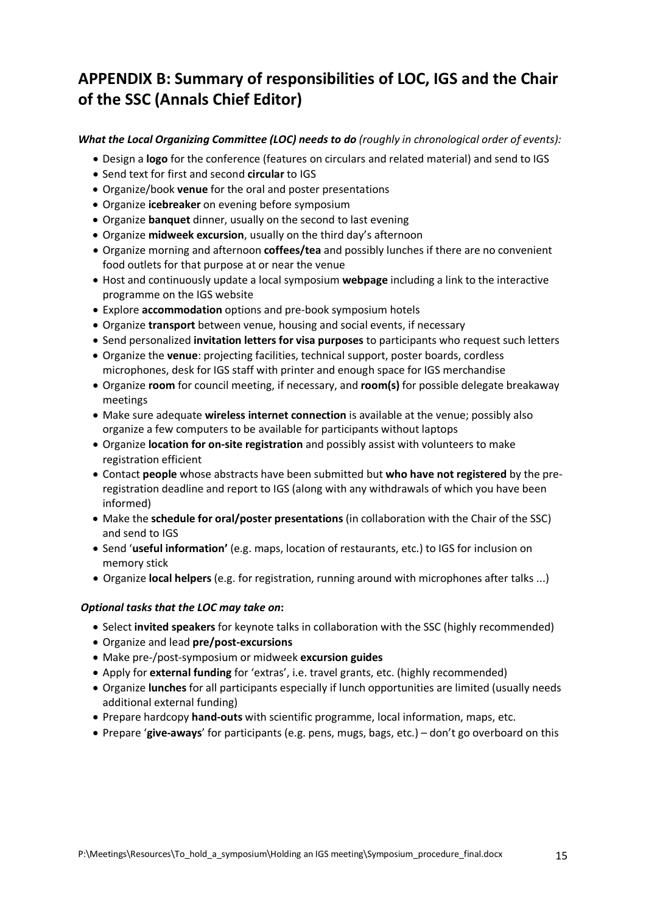## APPENDIX B: Summary of responsibilities of LOC, IGS and the Chair of the SSC (Annals Chief Editor)

***What the Local Organizing Committee (LOC) needs to do** (roughly in chronological order of events):*

- Design a **logo** for the conference (features on circulars and related material) and send to IGS
- Send text for first and second **circular** to IGS
- Organize/book **venue** for the oral and poster presentations
- Organize **icebreaker** on evening before symposium
- Organize **banquet** dinner, usually on the second to last evening
- Organize **midweek excursion**, usually on the third day's afternoon
- Organize morning and afternoon **coffees/tea** and possibly lunches if there are no convenient food outlets for that purpose at or near the venue
- Host and continuously update a local symposium **webpage** including a link to the interactive programme on the IGS website
- Explore **accommodation** options and pre-book symposium hotels
- Organize **transport** between venue, housing and social events, if necessary
- Send personalized **invitation letters for visa purposes** to participants who request such letters
- Organize the **venue**: projecting facilities, technical support, poster boards, cordless microphones, desk for IGS staff with printer and enough space for IGS merchandise
- Organize **room** for council meeting, if necessary, and **room(s)** for possible delegate breakaway meetings
- Make sure adequate **wireless internet connection** is available at the venue; possibly also organize a few computers to be available for participants without laptops
- Organize **location for on-site registration** and possibly assist with volunteers to make registration efficient
- Contact **people** whose abstracts have been submitted but **who have not registered** by the pre-registration deadline and report to IGS (along with any withdrawals of which you have been informed)
- Make the **schedule for oral/poster presentations** (in collaboration with the Chair of the SSC) and send to IGS
- Send '**useful information'** (e.g. maps, location of restaurants, etc.) to IGS for inclusion on memory stick
- Organize **local helpers** (e.g. for registration, running around with microphones after talks ...)

***Optional tasks that the LOC may take on*:**

- Select **invited speakers** for keynote talks in collaboration with the SSC (highly recommended)
- Organize and lead **pre/post-excursions**
- Make pre-/post-symposium or midweek **excursion guides**
- Apply for **external funding** for 'extras', i.e. travel grants, etc. (highly recommended)
- Organize **lunches** for all participants especially if lunch opportunities are limited (usually needs additional external funding)
- Prepare hardcopy **hand-outs** with scientific programme, local information, maps, etc.
- Prepare '**give-aways**' for participants (e.g. pens, mugs, bags, etc.) – don't go overboard on this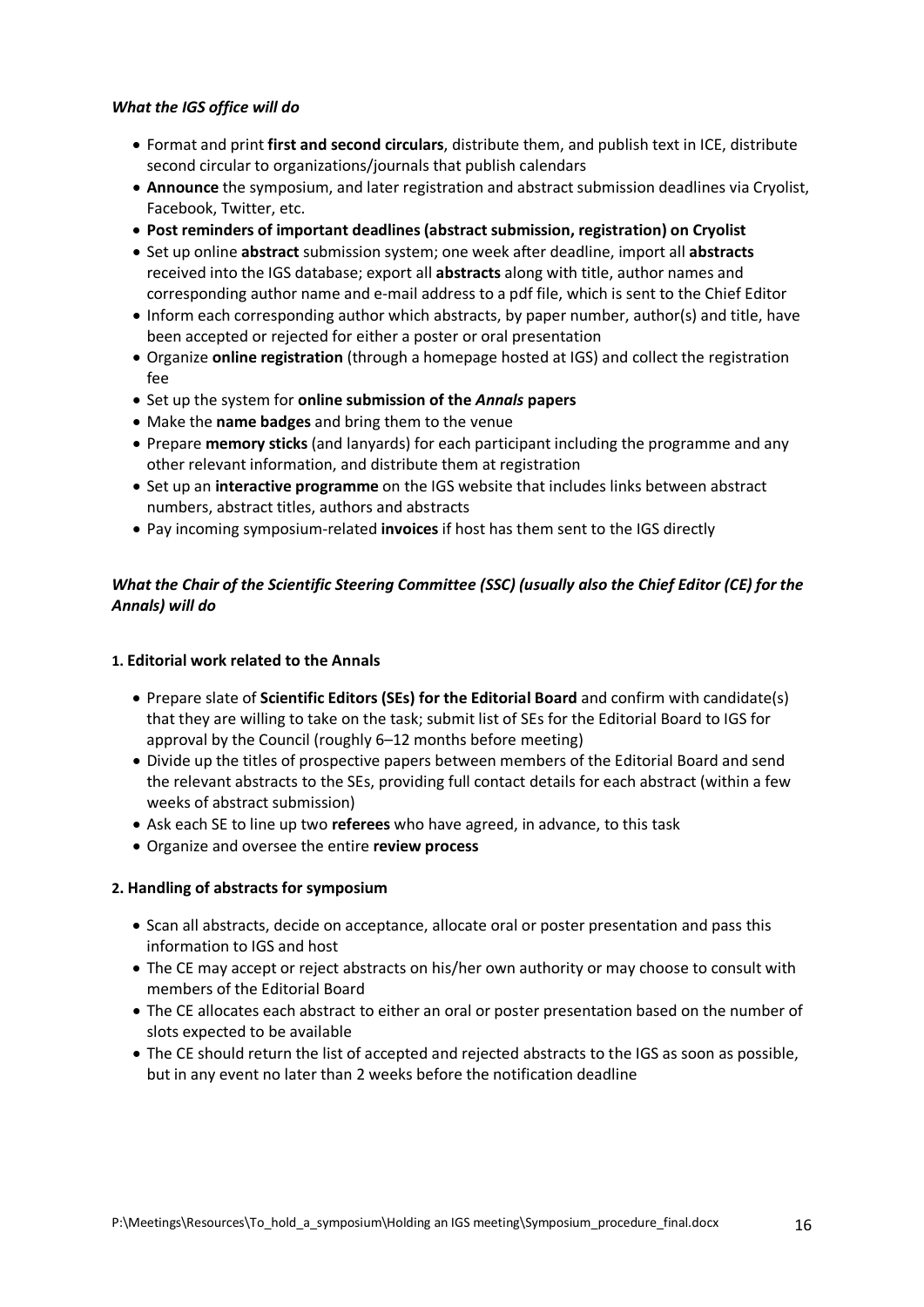***What the IGS office will do***

- Format and print **first and second circulars**, distribute them, and publish text in ICE, distribute second circular to organizations/journals that publish calendars
- **Announce** the symposium, and later registration and abstract submission deadlines via Cryolist, Facebook, Twitter, etc.
- **Post reminders of important deadlines (abstract submission, registration) on Cryolist**
- Set up online **abstract** submission system; one week after deadline, import all **abstracts** received into the IGS database; export all **abstracts** along with title, author names and corresponding author name and e-mail address to a pdf file, which is sent to the Chief Editor
- Inform each corresponding author which abstracts, by paper number, author(s) and title, have been accepted or rejected for either a poster or oral presentation
- Organize **online registration** (through a homepage hosted at IGS) and collect the registration fee
- Set up the system for **online submission of the *Annals* papers**
- Make the **name badges** and bring them to the venue
- Prepare **memory sticks** (and lanyards) for each participant including the programme and any other relevant information, and distribute them at registration
- Set up an **interactive programme** on the IGS website that includes links between abstract numbers, abstract titles, authors and abstracts
- Pay incoming symposium-related **invoices** if host has them sent to the IGS directly

***What the Chair of the Scientific Steering Committee (SSC) (usually also the Chief Editor (CE) for the Annals) will do***

**1. Editorial work related to the Annals**

- Prepare slate of **Scientific Editors (SEs) for the Editorial Board** and confirm with candidate(s) that they are willing to take on the task; submit list of SEs for the Editorial Board to IGS for approval by the Council (roughly 6–12 months before meeting)
- Divide up the titles of prospective papers between members of the Editorial Board and send the relevant abstracts to the SEs, providing full contact details for each abstract (within a few weeks of abstract submission)
- Ask each SE to line up two **referees** who have agreed, in advance, to this task
- Organize and oversee the entire **review process**

**2. Handling of abstracts for symposium**

- Scan all abstracts, decide on acceptance, allocate oral or poster presentation and pass this information to IGS and host
- The CE may accept or reject abstracts on his/her own authority or may choose to consult with members of the Editorial Board
- The CE allocates each abstract to either an oral or poster presentation based on the number of slots expected to be available
- The CE should return the list of accepted and rejected abstracts to the IGS as soon as possible, but in any event no later than 2 weeks before the notification deadline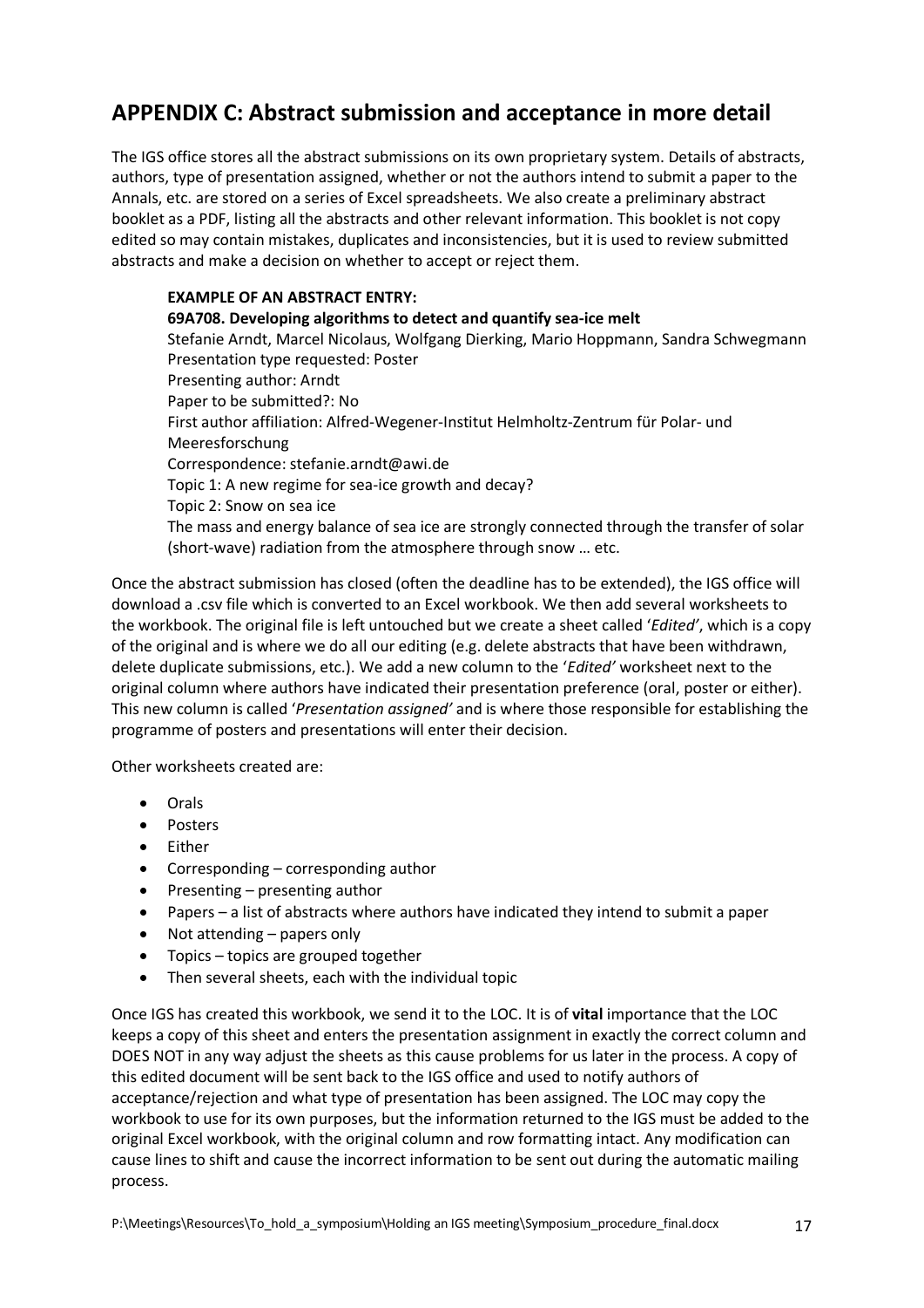## APPENDIX C: Abstract submission and acceptance in more detail

The IGS office stores all the abstract submissions on its own proprietary system. Details of abstracts, authors, type of presentation assigned, whether or not the authors intend to submit a paper to the Annals, etc. are stored on a series of Excel spreadsheets. We also create a preliminary abstract booklet as a PDF, listing all the abstracts and other relevant information. This booklet is not copy edited so may contain mistakes, duplicates and inconsistencies, but it is used to review submitted abstracts and make a decision on whether to accept or reject them.

> **EXAMPLE OF AN ABSTRACT ENTRY:**
> **69A708. Developing algorithms to detect and quantify sea-ice melt**
> Stefanie Arndt, Marcel Nicolaus, Wolfgang Dierking, Mario Hoppmann, Sandra Schwegmann
> Presentation type requested: Poster
> Presenting author: Arndt
> Paper to be submitted?: No
> First author affiliation: Alfred-Wegener-Institut Helmholtz-Zentrum für Polar- und Meeresforschung
> Correspondence: stefanie.arndt@awi.de
> Topic 1: A new regime for sea-ice growth and decay?
> Topic 2: Snow on sea ice
> The mass and energy balance of sea ice are strongly connected through the transfer of solar (short-wave) radiation from the atmosphere through snow … etc.

Once the abstract submission has closed (often the deadline has to be extended), the IGS office will download a .csv file which is converted to an Excel workbook. We then add several worksheets to the workbook. The original file is left untouched but we create a sheet called '*Edited*', which is a copy of the original and is where we do all our editing (e.g. delete abstracts that have been withdrawn, delete duplicate submissions, etc.). We add a new column to the '*Edited'* worksheet next to the original column where authors have indicated their presentation preference (oral, poster or either). This new column is called '*Presentation assigned'* and is where those responsible for establishing the programme of posters and presentations will enter their decision.

Other worksheets created are:

- Orals
- Posters
- Either
- Corresponding – corresponding author
- Presenting – presenting author
- Papers – a list of abstracts where authors have indicated they intend to submit a paper
- Not attending – papers only
- Topics – topics are grouped together
- Then several sheets, each with the individual topic

Once IGS has created this workbook, we send it to the LOC. It is of **vital** importance that the LOC keeps a copy of this sheet and enters the presentation assignment in exactly the correct column and DOES NOT in any way adjust the sheets as this cause problems for us later in the process. A copy of this edited document will be sent back to the IGS office and used to notify authors of acceptance/rejection and what type of presentation has been assigned. The LOC may copy the workbook to use for its own purposes, but the information returned to the IGS must be added to the original Excel workbook, with the original column and row formatting intact. Any modification can cause lines to shift and cause the incorrect information to be sent out during the automatic mailing process.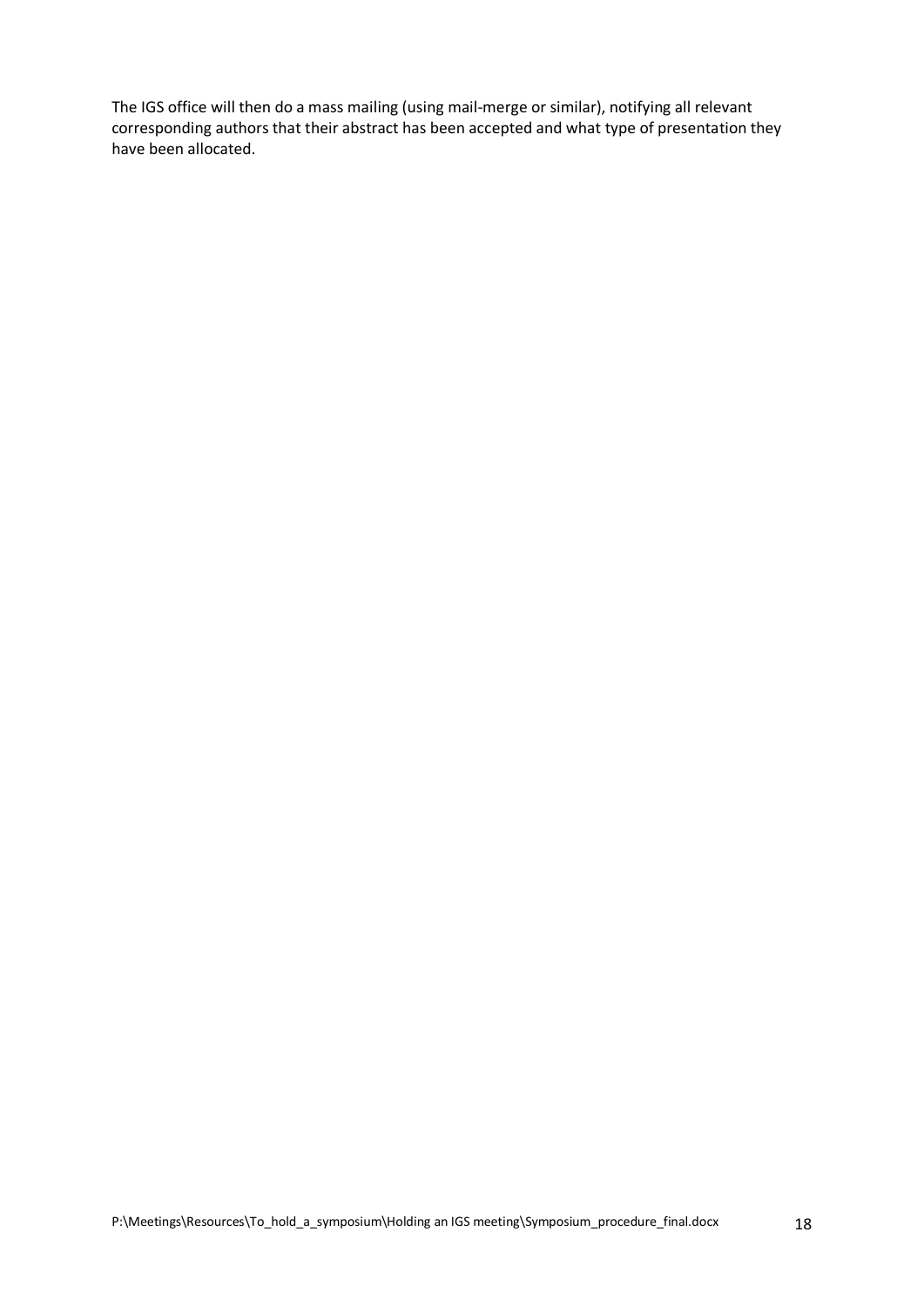The IGS office will then do a mass mailing (using mail-merge or similar), notifying all relevant corresponding authors that their abstract has been accepted and what type of presentation they have been allocated.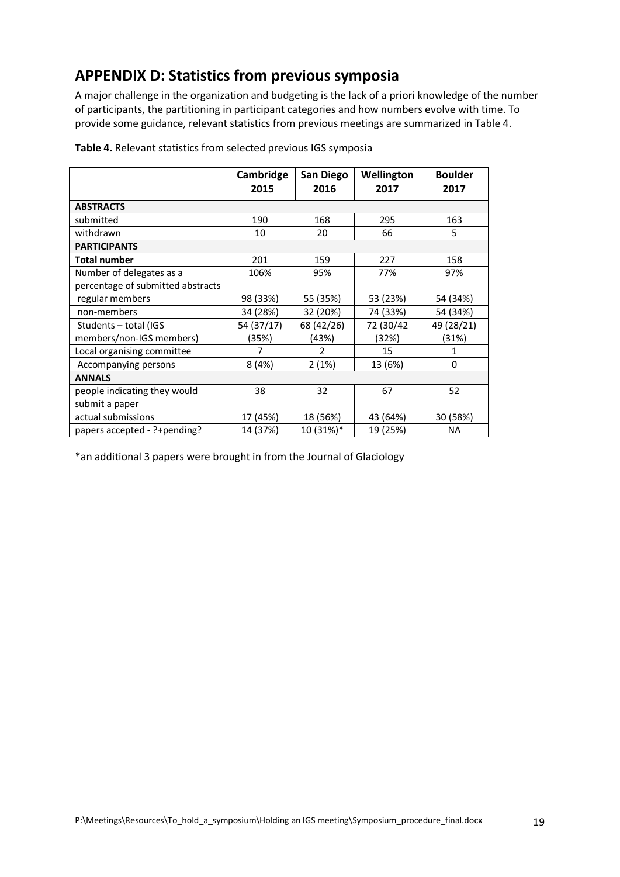## APPENDIX D: Statistics from previous symposia

A major challenge in the organization and budgeting is the lack of a priori knowledge of the number of participants, the partitioning in participant categories and how numbers evolve with time. To provide some guidance, relevant statistics from previous meetings are summarized in Table 4.

**Table 4.** Relevant statistics from selected previous IGS symposia

| | Cambridge 2015 | San Diego 2016 | Wellington 2017 | Boulder 2017 |
|---|---|---|---|---|
| **ABSTRACTS** | | | | |
| submitted | 190 | 168 | 295 | 163 |
| withdrawn | 10 | 20 | 66 | 5 |
| **PARTICIPANTS** | | | | |
| **Total number** | 201 | 159 | 227 | 158 |
| Number of delegates as a percentage of submitted abstracts | 106% | 95% | 77% | 97% |
| regular members | 98 (33%) | 55 (35%) | 53 (23%) | 54 (34%) |
| non-members | 34 (28%) | 32 (20%) | 74 (33%) | 54 (34%) |
| Students – total (IGS members/non-IGS members) | 54 (37/17) (35%) | 68 (42/26) (43%) | 72 (30/42 (32%) | 49 (28/21) (31%) |
| Local organising committee | 7 | 2 | 15 | 1 |
| Accompanying persons | 8 (4%) | 2 (1%) | 13 (6%) | 0 |
| **ANNALS** | | | | |
| people indicating they would submit a paper | 38 | 32 | 67 | 52 |
| actual submissions | 17 (45%) | 18 (56%) | 43 (64%) | 30 (58%) |
| papers accepted - ?+pending? | 14 (37%) | 10 (31%)* | 19 (25%) | NA |

*an additional 3 papers were brought in from the Journal of Glaciology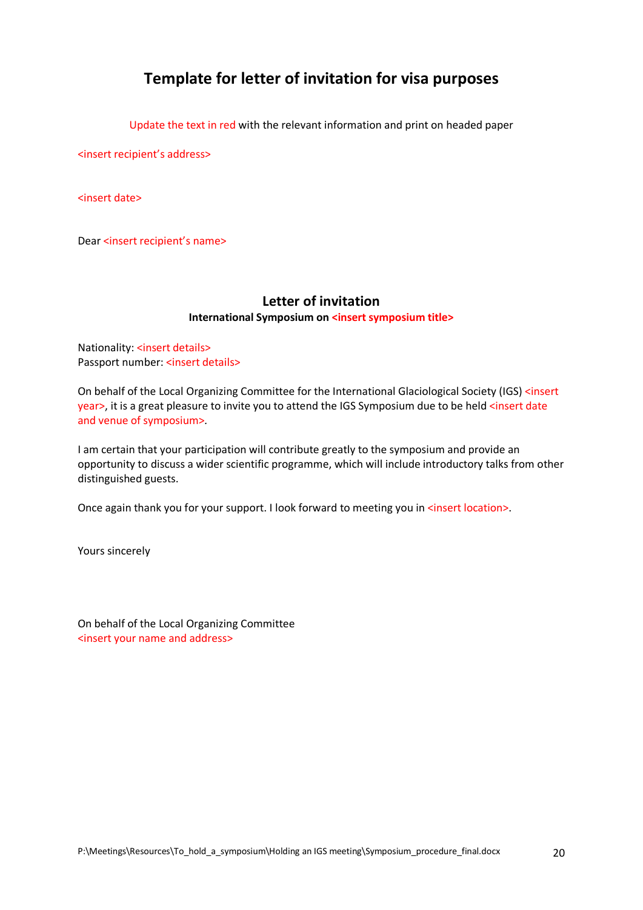# Template for letter of invitation for visa purposes

Update the text in red with the relevant information and print on headed paper

<insert recipient's address>

<insert date>

Dear <insert recipient's name>

## Letter of invitation

**International Symposium on <insert symposium title>**

Nationality: <insert details>
Passport number: <insert details>

On behalf of the Local Organizing Committee for the International Glaciological Society (IGS) <insert year>, it is a great pleasure to invite you to attend the IGS Symposium due to be held <insert date and venue of symposium>.

I am certain that your participation will contribute greatly to the symposium and provide an opportunity to discuss a wider scientific programme, which will include introductory talks from other distinguished guests.

Once again thank you for your support. I look forward to meeting you in <insert location>.

Yours sincerely

On behalf of the Local Organizing Committee
<insert your name and address>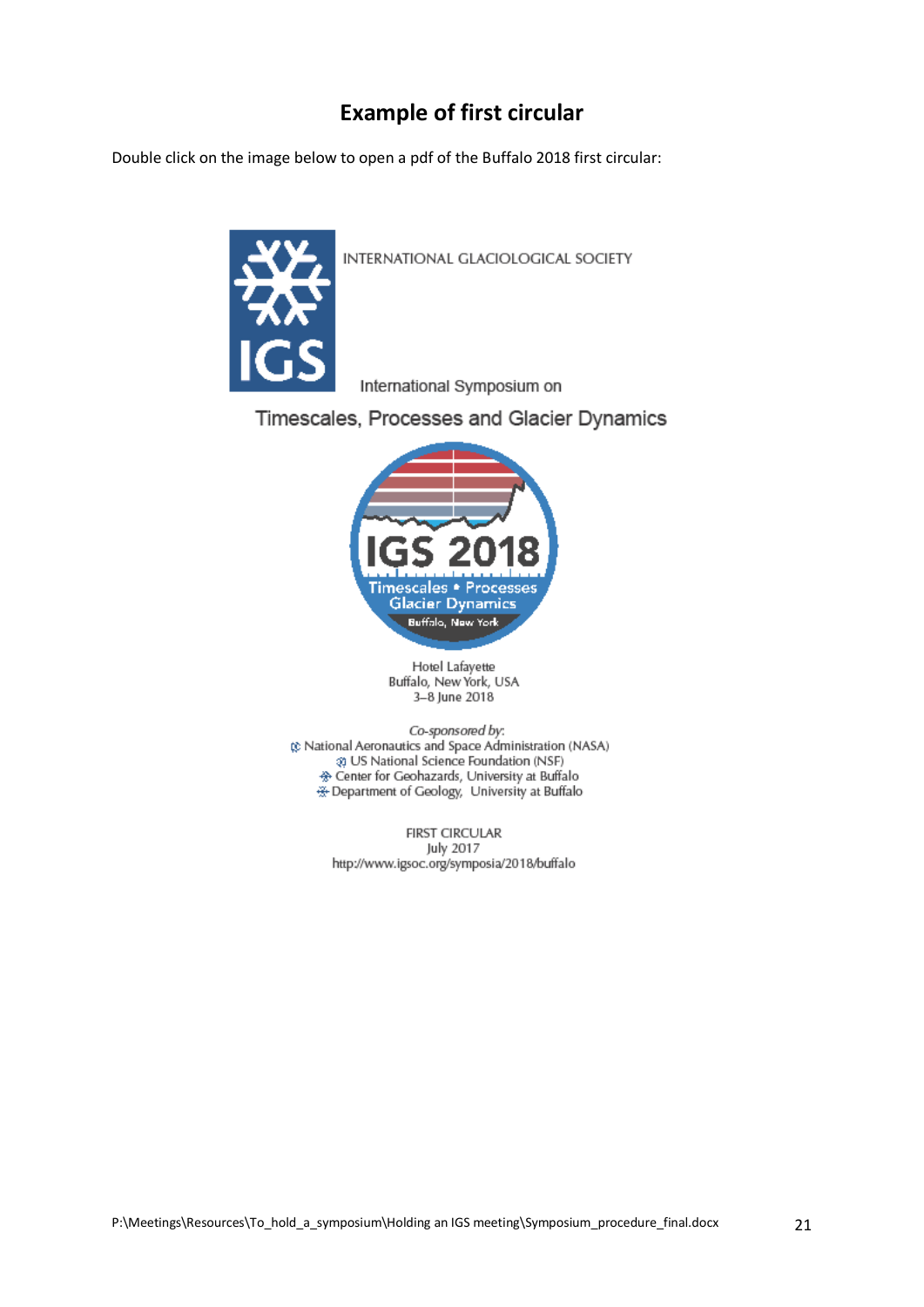## Example of first circular

Double click on the image below to open a pdf of the Buffalo 2018 first circular:

INTERNATIONAL GLACIOLOGICAL SOCIETY

International Symposium on

Timescales, Processes and Glacier Dynamics

IGS 2018

Timescales • Processes
Glacier Dynamics
Buffalo, New York

Hotel Lafayette
Buffalo, New York, USA
3–8 June 2018

*Co-sponsored by:*
National Aeronautics and Space Administration (NASA)
US National Science Foundation (NSF)
Center for Geohazards, University at Buffalo
Department of Geology, University at Buffalo

FIRST CIRCULAR
July 2017
http://www.igsoc.org/symposia/2018/buffalo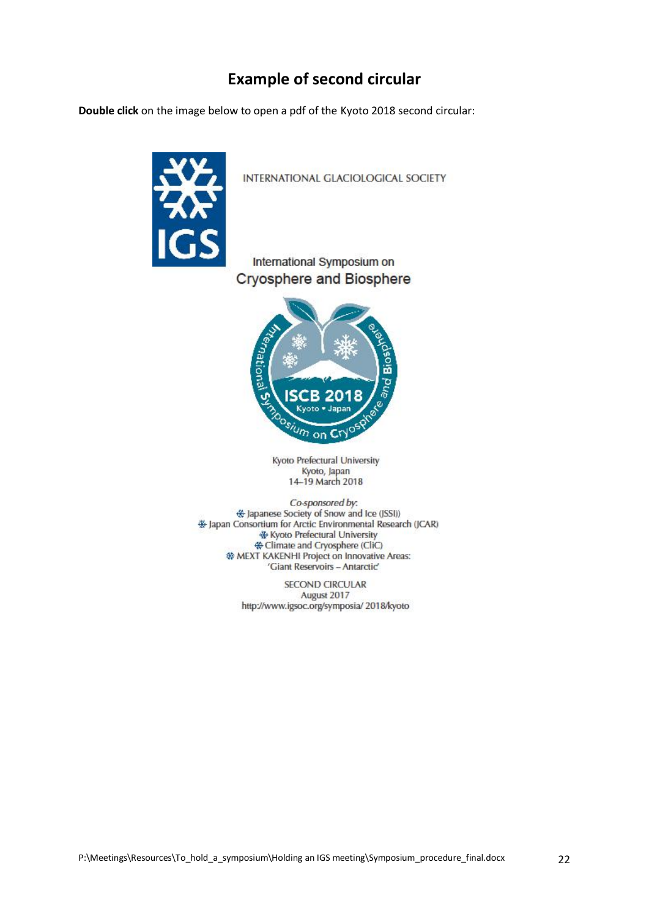## Example of second circular

**Double click** on the image below to open a pdf of the Kyoto 2018 second circular:

INTERNATIONAL GLACIOLOGICAL SOCIETY

International Symposium on
Cryosphere and Biosphere

Kyoto Prefectural University
Kyoto, Japan
14–19 March 2018

*Co-sponsored by:*
Japanese Society of Snow and Ice (JSSI)
Japan Consortium for Arctic Environmental Research (JCAR)
Kyoto Prefectural University
Climate and Cryosphere (CliC)
MEXT KAKENHI Project on Innovative Areas:
'Giant Reservoirs – Antarctic'

SECOND CIRCULAR
August 2017
http://www.igsoc.org/symposia/ 2018/kyoto